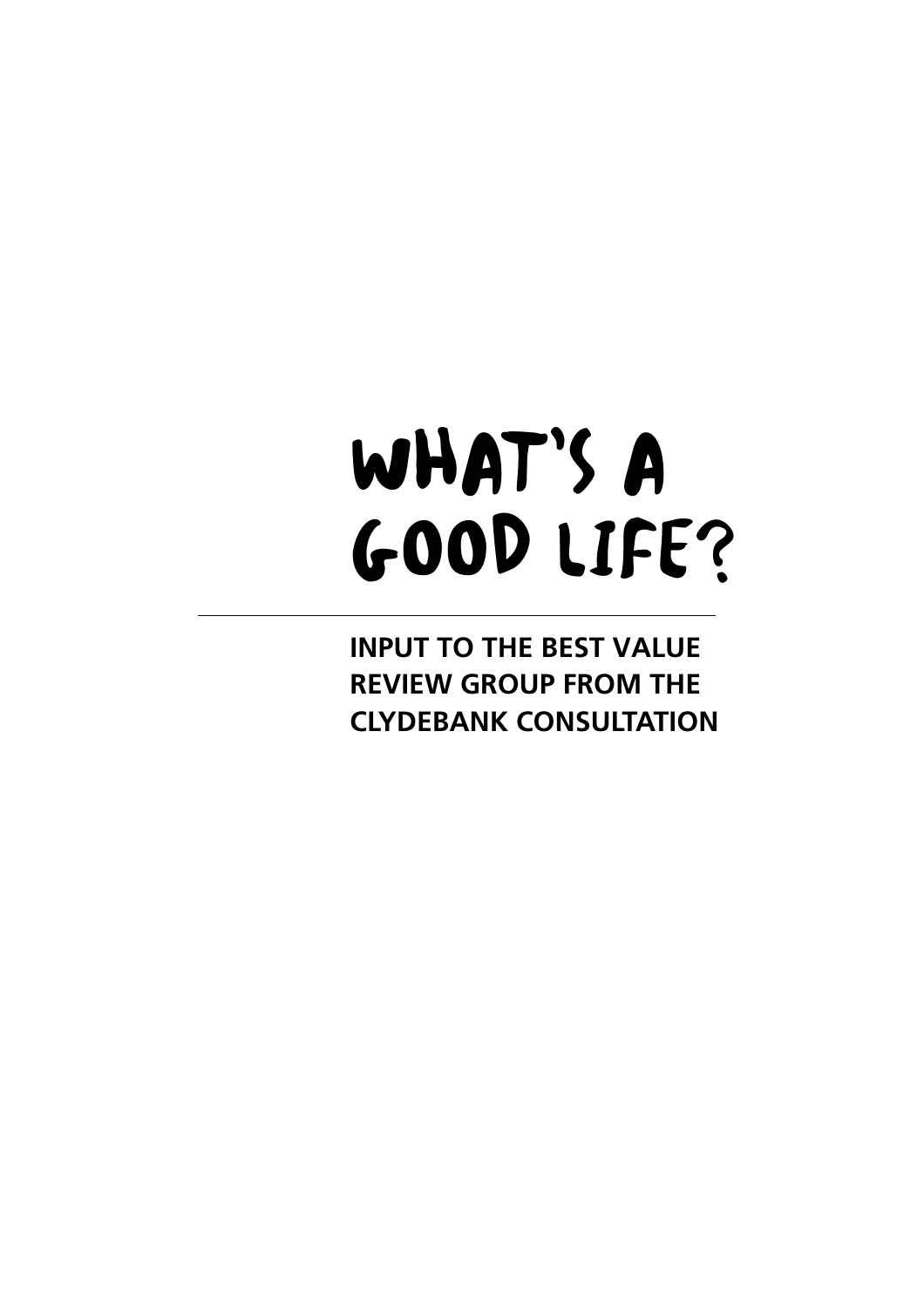# WHAT'S A GOOD LIFE?

---

**INPUT TO THE BEST VALUE REVIEW GROUP FROM THE CLYDEBANK CONSULTATION**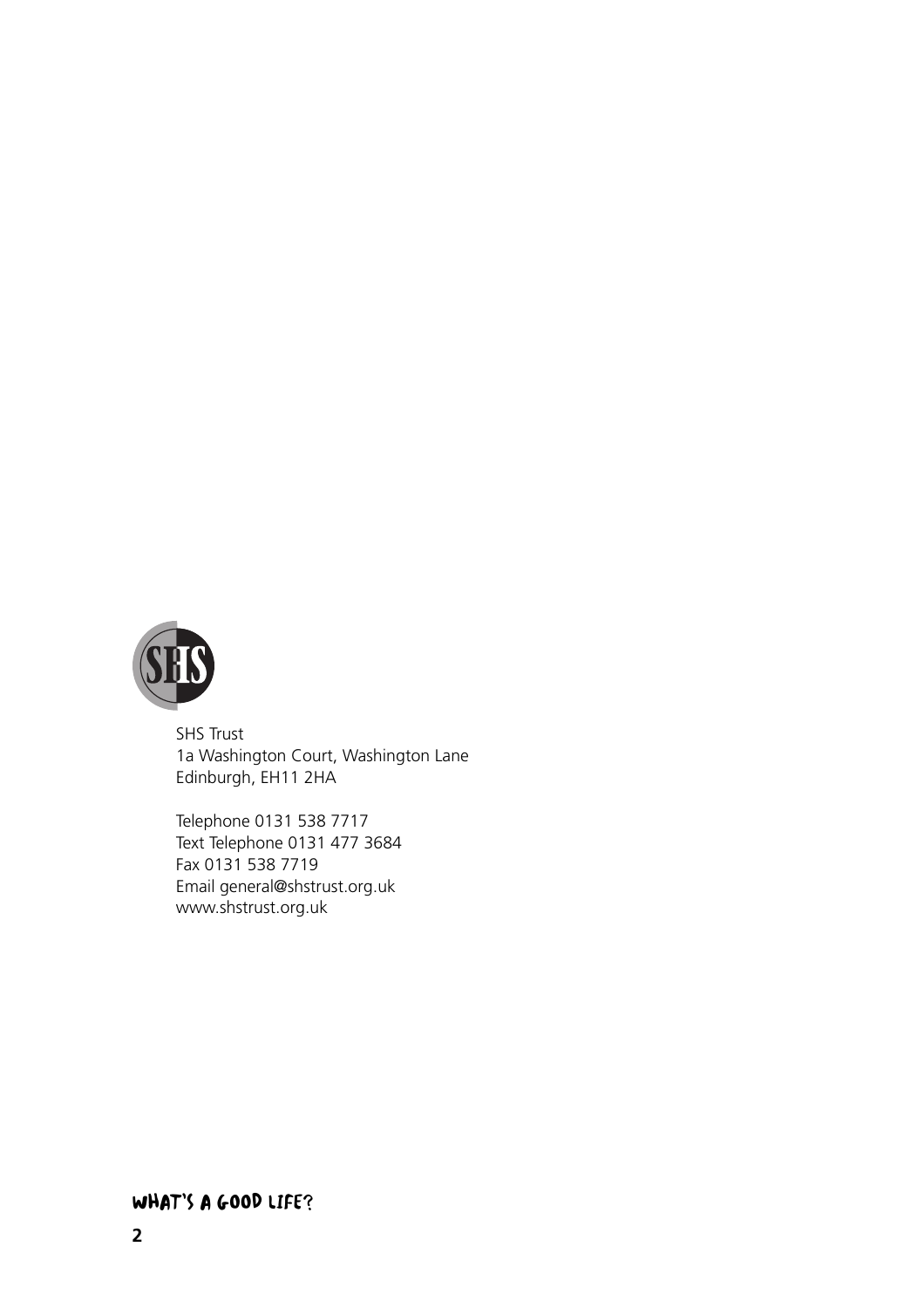SHS Trust
1a Washington Court, Washington Lane
Edinburgh, EH11 2HA

Telephone 0131 538 7717
Text Telephone 0131 477 3684
Fax 0131 538 7719
Email general@shstrust.org.uk
www.shstrust.org.uk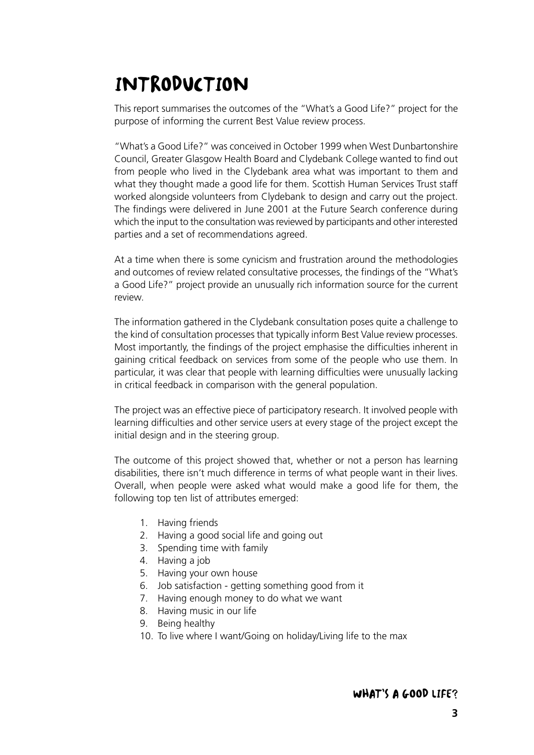# INTRODUCTION

This report summarises the outcomes of the "What's a Good Life?" project for the purpose of informing the current Best Value review process.

"What's a Good Life?" was conceived in October 1999 when West Dunbartonshire Council, Greater Glasgow Health Board and Clydebank College wanted to find out from people who lived in the Clydebank area what was important to them and what they thought made a good life for them. Scottish Human Services Trust staff worked alongside volunteers from Clydebank to design and carry out the project. The findings were delivered in June 2001 at the Future Search conference during which the input to the consultation was reviewed by participants and other interested parties and a set of recommendations agreed.

At a time when there is some cynicism and frustration around the methodologies and outcomes of review related consultative processes, the findings of the "What's a Good Life?" project provide an unusually rich information source for the current review.

The information gathered in the Clydebank consultation poses quite a challenge to the kind of consultation processes that typically inform Best Value review processes. Most importantly, the findings of the project emphasise the difficulties inherent in gaining critical feedback on services from some of the people who use them. In particular, it was clear that people with learning difficulties were unusually lacking in critical feedback in comparison with the general population.

The project was an effective piece of participatory research. It involved people with learning difficulties and other service users at every stage of the project except the initial design and in the steering group.

The outcome of this project showed that, whether or not a person has learning disabilities, there isn't much difference in terms of what people want in their lives. Overall, when people were asked what would make a good life for them, the following top ten list of attributes emerged:

1. Having friends
2. Having a good social life and going out
3. Spending time with family
4. Having a job
5. Having your own house
6. Job satisfaction - getting something good from it
7. Having enough money to do what we want
8. Having music in our life
9. Being healthy
10. To live where I want/Going on holiday/Living life to the max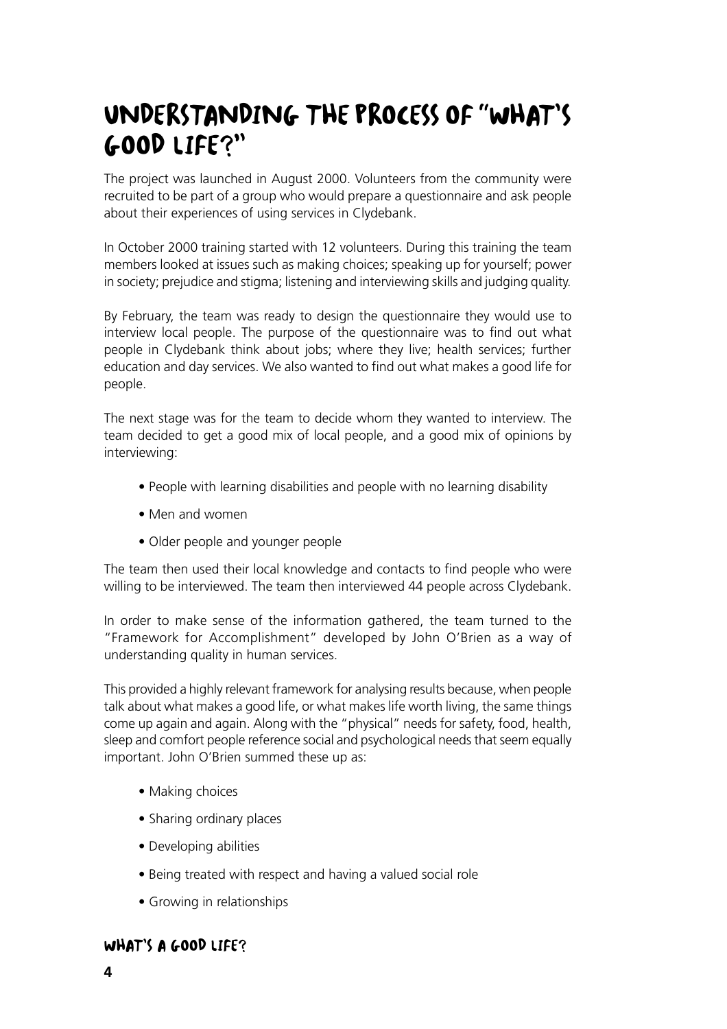# Understanding the Process of "What's Good Life?"

The project was launched in August 2000. Volunteers from the community were recruited to be part of a group who would prepare a questionnaire and ask people about their experiences of using services in Clydebank.

In October 2000 training started with 12 volunteers. During this training the team members looked at issues such as making choices; speaking up for yourself; power in society; prejudice and stigma; listening and interviewing skills and judging quality.

By February, the team was ready to design the questionnaire they would use to interview local people. The purpose of the questionnaire was to find out what people in Clydebank think about jobs; where they live; health services; further education and day services. We also wanted to find out what makes a good life for people.

The next stage was for the team to decide whom they wanted to interview. The team decided to get a good mix of local people, and a good mix of opinions by interviewing:

- People with learning disabilities and people with no learning disability
- Men and women
- Older people and younger people

The team then used their local knowledge and contacts to find people who were willing to be interviewed. The team then interviewed 44 people across Clydebank.

In order to make sense of the information gathered, the team turned to the "Framework for Accomplishment" developed by John O'Brien as a way of understanding quality in human services.

This provided a highly relevant framework for analysing results because, when people talk about what makes a good life, or what makes life worth living, the same things come up again and again. Along with the "physical" needs for safety, food, health, sleep and comfort people reference social and psychological needs that seem equally important. John O'Brien summed these up as:

- Making choices
- Sharing ordinary places
- Developing abilities
- Being treated with respect and having a valued social role
- Growing in relationships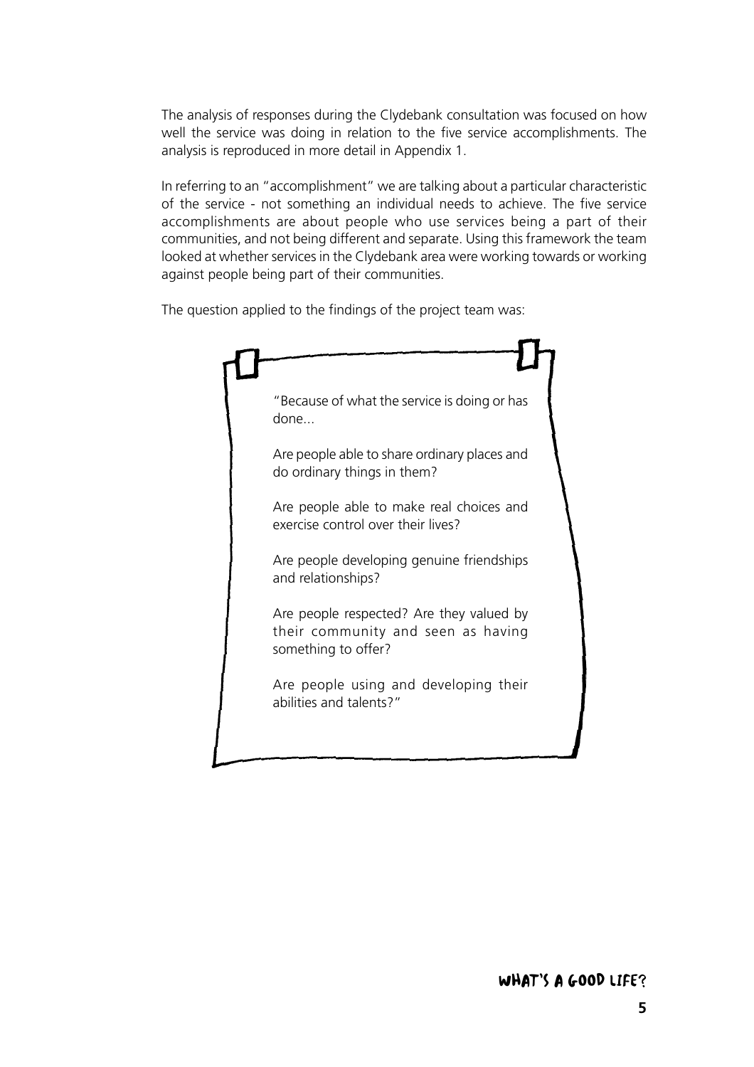The analysis of responses during the Clydebank consultation was focused on how well the service was doing in relation to the five service accomplishments. The analysis is reproduced in more detail in Appendix 1.

In referring to an "accomplishment" we are talking about a particular characteristic of the service - not something an individual needs to achieve. The five service accomplishments are about people who use services being a part of their communities, and not being different and separate. Using this framework the team looked at whether services in the Clydebank area were working towards or working against people being part of their communities.

The question applied to the findings of the project team was:

> "Because of what the service is doing or has done...
>
> Are people able to share ordinary places and do ordinary things in them?
>
> Are people able to make real choices and exercise control over their lives?
>
> Are people developing genuine friendships and relationships?
>
> Are people respected? Are they valued by their community and seen as having something to offer?
>
> Are people using and developing their abilities and talents?"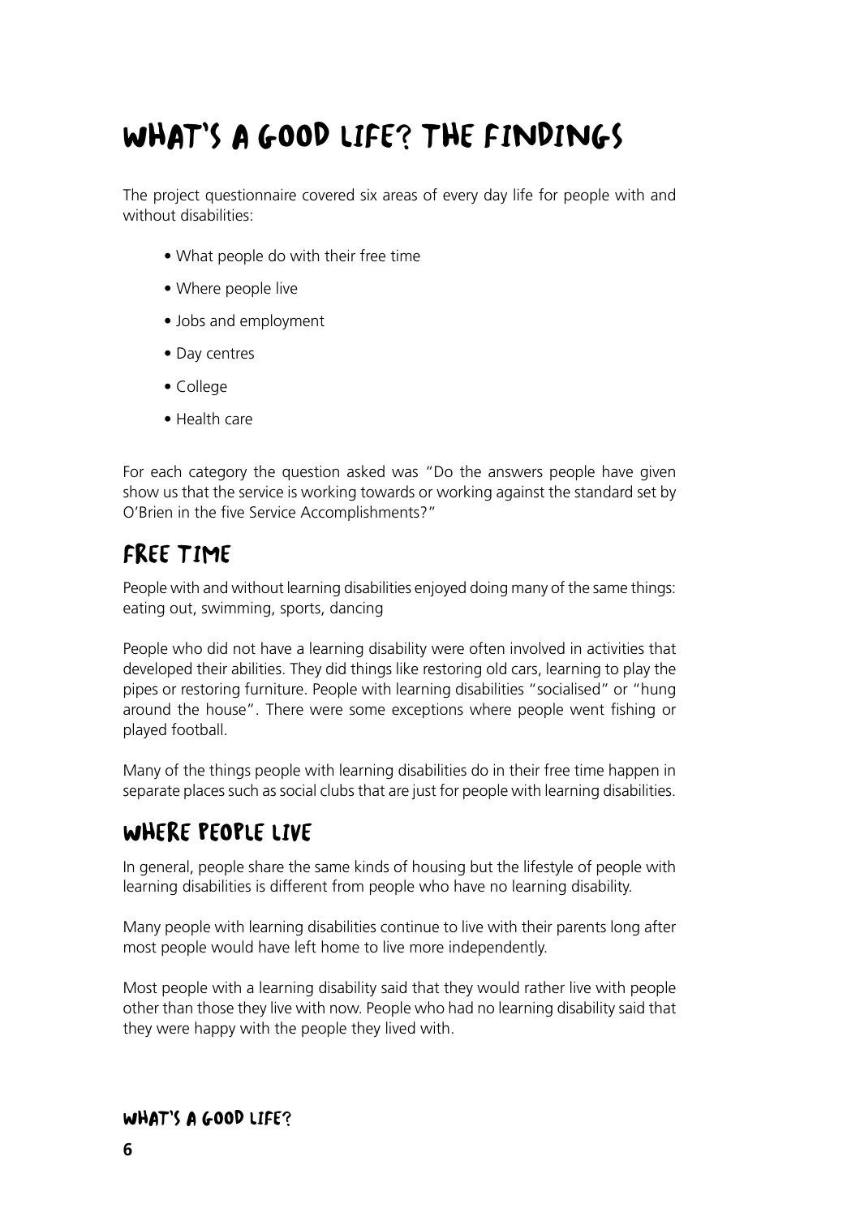# What's a Good Life? The Findings

The project questionnaire covered six areas of every day life for people with and without disabilities:

- What people do with their free time
- Where people live
- Jobs and employment
- Day centres
- College
- Health care

For each category the question asked was "Do the answers people have given show us that the service is working towards or working against the standard set by O'Brien in the five Service Accomplishments?"

## Free Time

People with and without learning disabilities enjoyed doing many of the same things: eating out, swimming, sports, dancing

People who did not have a learning disability were often involved in activities that developed their abilities. They did things like restoring old cars, learning to play the pipes or restoring furniture. People with learning disabilities "socialised" or "hung around the house". There were some exceptions where people went fishing or played football.

Many of the things people with learning disabilities do in their free time happen in separate places such as social clubs that are just for people with learning disabilities.

## Where People Live

In general, people share the same kinds of housing but the lifestyle of people with learning disabilities is different from people who have no learning disability.

Many people with learning disabilities continue to live with their parents long after most people would have left home to live more independently.

Most people with a learning disability said that they would rather live with people other than those they live with now. People who had no learning disability said that they were happy with the people they lived with.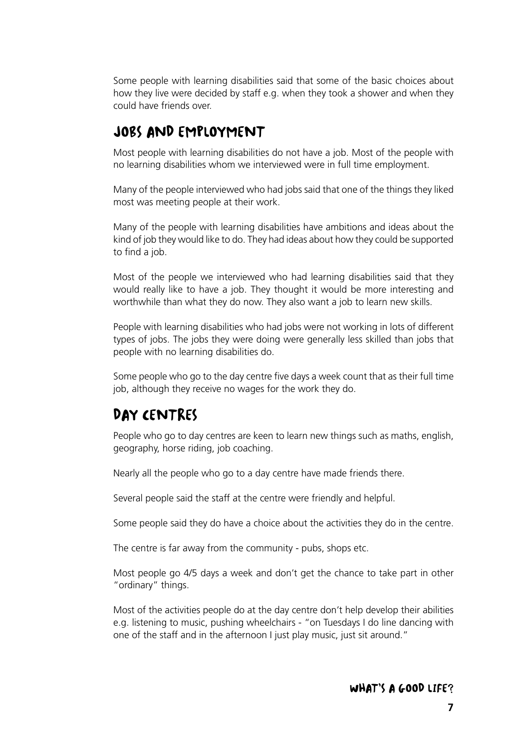Some people with learning disabilities said that some of the basic choices about how they live were decided by staff e.g. when they took a shower and when they could have friends over.

## JOBS AND EMPLOYMENT

Most people with learning disabilities do not have a job. Most of the people with no learning disabilities whom we interviewed were in full time employment.

Many of the people interviewed who had jobs said that one of the things they liked most was meeting people at their work.

Many of the people with learning disabilities have ambitions and ideas about the kind of job they would like to do. They had ideas about how they could be supported to find a job.

Most of the people we interviewed who had learning disabilities said that they would really like to have a job. They thought it would be more interesting and worthwhile than what they do now. They also want a job to learn new skills.

People with learning disabilities who had jobs were not working in lots of different types of jobs. The jobs they were doing were generally less skilled than jobs that people with no learning disabilities do.

Some people who go to the day centre five days a week count that as their full time job, although they receive no wages for the work they do.

## DAY CENTRES

People who go to day centres are keen to learn new things such as maths, english, geography, horse riding, job coaching.

Nearly all the people who go to a day centre have made friends there.

Several people said the staff at the centre were friendly and helpful.

Some people said they do have a choice about the activities they do in the centre.

The centre is far away from the community - pubs, shops etc.

Most people go 4/5 days a week and don't get the chance to take part in other "ordinary" things.

Most of the activities people do at the day centre don't help develop their abilities e.g. listening to music, pushing wheelchairs - "on Tuesdays I do line dancing with one of the staff and in the afternoon I just play music, just sit around."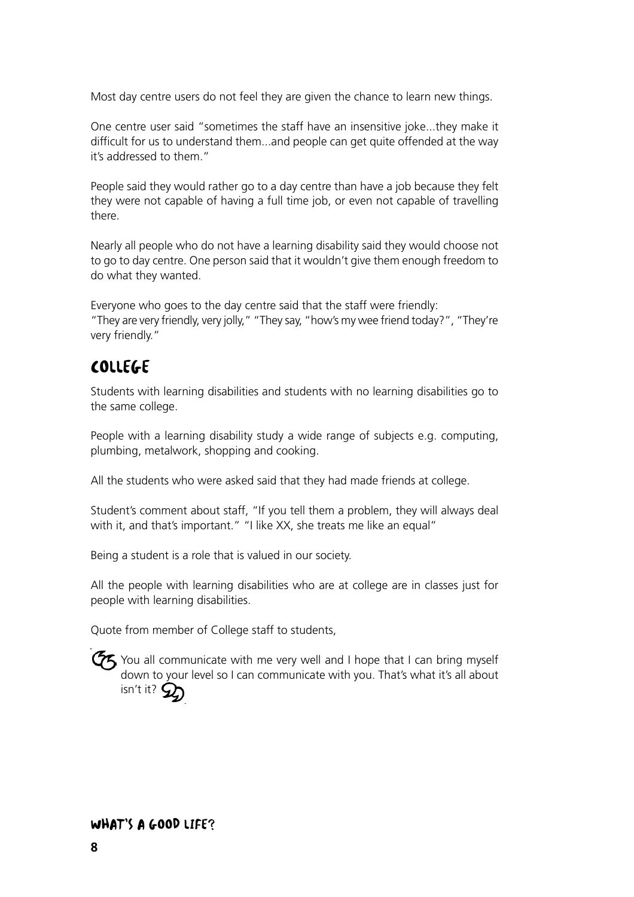Most day centre users do not feel they are given the chance to learn new things.

One centre user said "sometimes the staff have an insensitive joke...they make it difficult for us to understand them...and people can get quite offended at the way it's addressed to them."

People said they would rather go to a day centre than have a job because they felt they were not capable of having a full time job, or even not capable of travelling there.

Nearly all people who do not have a learning disability said they would choose not to go to day centre. One person said that it wouldn't give them enough freedom to do what they wanted.

Everyone who goes to the day centre said that the staff were friendly:
"They are very friendly, very jolly," "They say, "how's my wee friend today?", "They're very friendly."

## College

Students with learning disabilities and students with no learning disabilities go to the same college.

People with a learning disability study a wide range of subjects e.g. computing, plumbing, metalwork, shopping and cooking.

All the students who were asked said that they had made friends at college.

Student's comment about staff, "If you tell them a problem, they will always deal with it, and that's important." "I like XX, she treats me like an equal"

Being a student is a role that is valued in our society.

All the people with learning disabilities who are at college are in classes just for people with learning disabilities.

Quote from member of College staff to students,

> "You all communicate with me very well and I hope that I can bring myself down to your level so I can communicate with you. That's what it's all about isn't it?"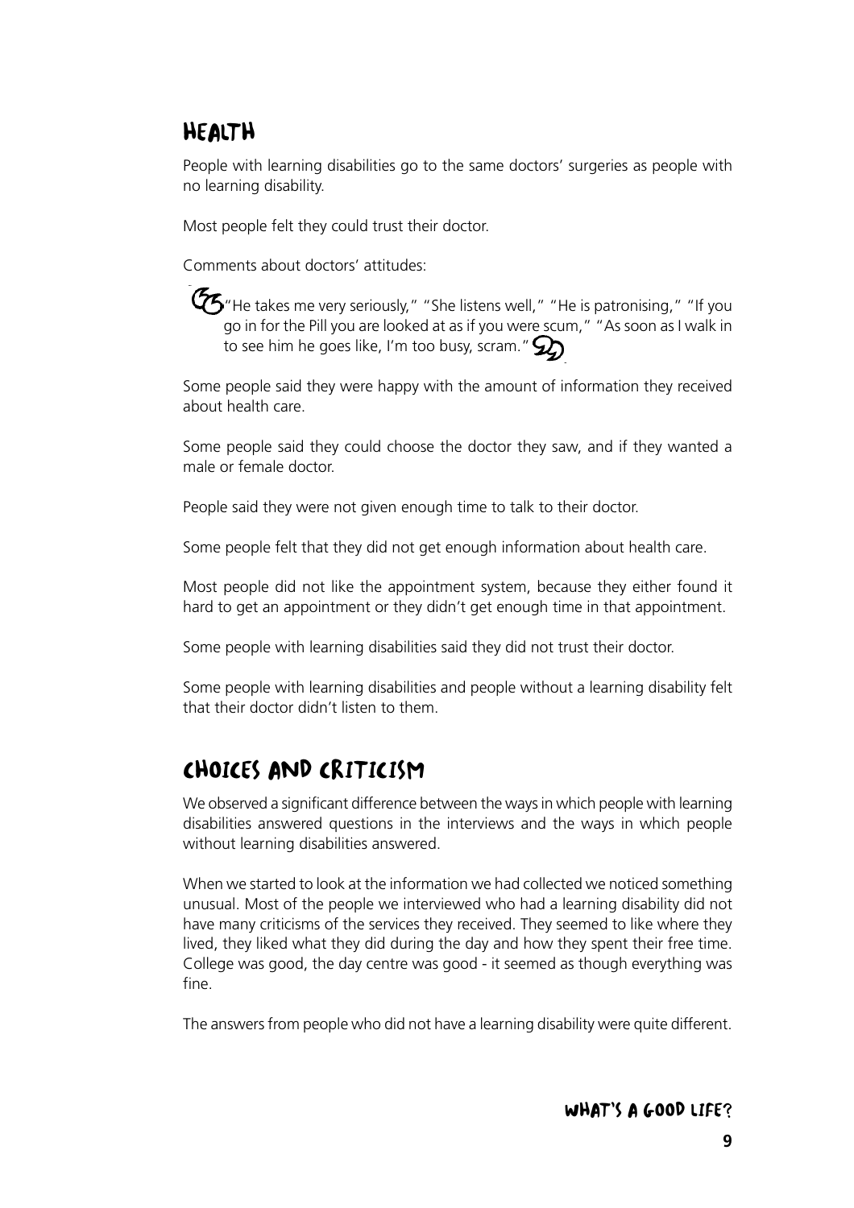## HEALTH

People with learning disabilities go to the same doctors' surgeries as people with no learning disability.

Most people felt they could trust their doctor.

Comments about doctors' attitudes:

> "He takes me very seriously," "She listens well," "He is patronising," "If you go in for the Pill you are looked at as if you were scum," "As soon as I walk in to see him he goes like, I'm too busy, scram."

Some people said they were happy with the amount of information they received about health care.

Some people said they could choose the doctor they saw, and if they wanted a male or female doctor.

People said they were not given enough time to talk to their doctor.

Some people felt that they did not get enough information about health care.

Most people did not like the appointment system, because they either found it hard to get an appointment or they didn't get enough time in that appointment.

Some people with learning disabilities said they did not trust their doctor.

Some people with learning disabilities and people without a learning disability felt that their doctor didn't listen to them.

## CHOICES AND CRITICISM

We observed a significant difference between the ways in which people with learning disabilities answered questions in the interviews and the ways in which people without learning disabilities answered.

When we started to look at the information we had collected we noticed something unusual. Most of the people we interviewed who had a learning disability did not have many criticisms of the services they received. They seemed to like where they lived, they liked what they did during the day and how they spent their free time. College was good, the day centre was good - it seemed as though everything was fine.

The answers from people who did not have a learning disability were quite different.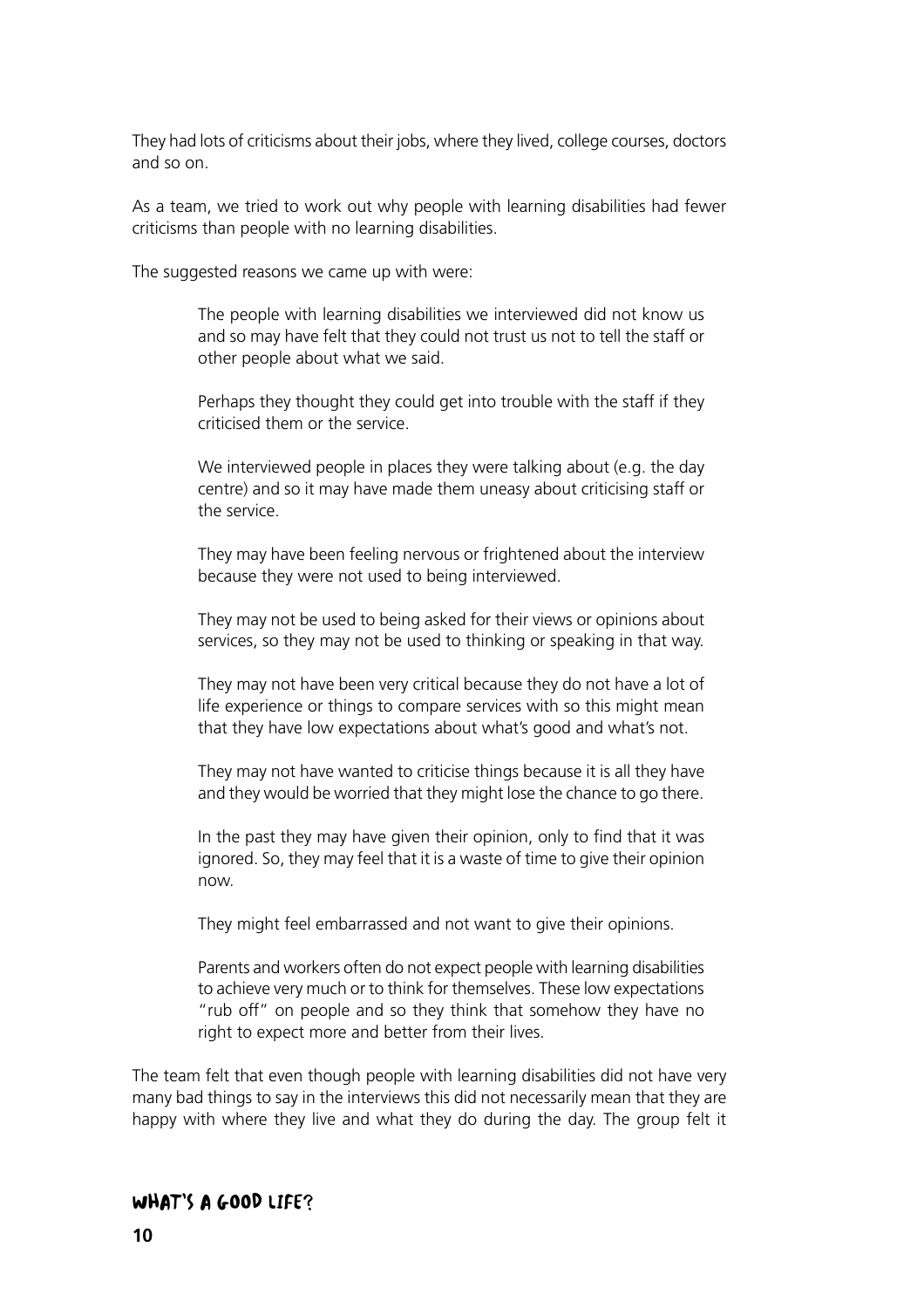They had lots of criticisms about their jobs, where they lived, college courses, doctors and so on.

As a team, we tried to work out why people with learning disabilities had fewer criticisms than people with no learning disabilities.

The suggested reasons we came up with were:

> The people with learning disabilities we interviewed did not know us and so may have felt that they could not trust us not to tell the staff or other people about what we said.
>
> Perhaps they thought they could get into trouble with the staff if they criticised them or the service.
>
> We interviewed people in places they were talking about (e.g. the day centre) and so it may have made them uneasy about criticising staff or the service.
>
> They may have been feeling nervous or frightened about the interview because they were not used to being interviewed.
>
> They may not be used to being asked for their views or opinions about services, so they may not be used to thinking or speaking in that way.
>
> They may not have been very critical because they do not have a lot of life experience or things to compare services with so this might mean that they have low expectations about what's good and what's not.
>
> They may not have wanted to criticise things because it is all they have and they would be worried that they might lose the chance to go there.
>
> In the past they may have given their opinion, only to find that it was ignored. So, they may feel that it is a waste of time to give their opinion now.
>
> They might feel embarrassed and not want to give their opinions.
>
> Parents and workers often do not expect people with learning disabilities to achieve very much or to think for themselves. These low expectations "rub off" on people and so they think that somehow they have no right to expect more and better from their lives.

The team felt that even though people with learning disabilities did not have very many bad things to say in the interviews this did not necessarily mean that they are happy with where they live and what they do during the day. The group felt it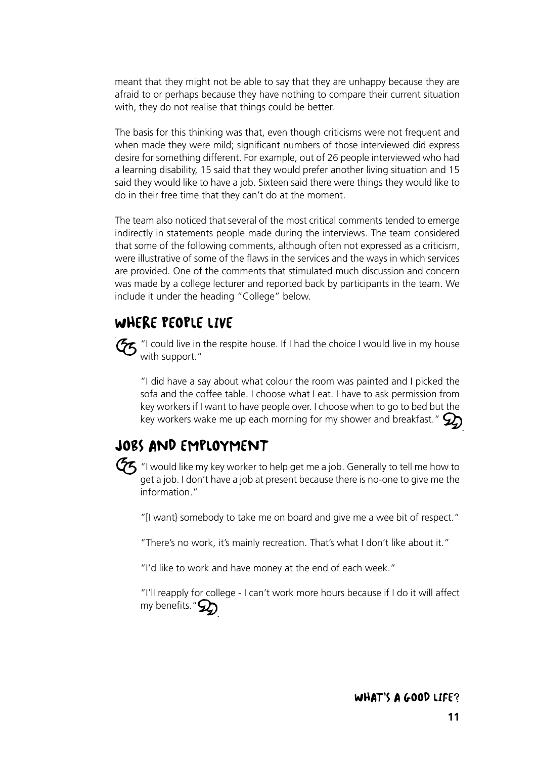meant that they might not be able to say that they are unhappy because they are afraid to or perhaps because they have nothing to compare their current situation with, they do not realise that things could be better.

The basis for this thinking was that, even though criticisms were not frequent and when made they were mild; significant numbers of those interviewed did express desire for something different. For example, out of 26 people interviewed who had a learning disability, 15 said that they would prefer another living situation and 15 said they would like to have a job. Sixteen said there were things they would like to do in their free time that they can't do at the moment.

The team also noticed that several of the most critical comments tended to emerge indirectly in statements people made during the interviews. The team considered that some of the following comments, although often not expressed as a criticism, were illustrative of some of the flaws in the services and the ways in which services are provided. One of the comments that stimulated much discussion and concern was made by a college lecturer and reported back by participants in the team. We include it under the heading "College" below.

## WHERE PEOPLE LIVE

"I could live in the respite house. If I had the choice I would live in my house with support."

"I did have a say about what colour the room was painted and I picked the sofa and the coffee table. I choose what I eat. I have to ask permission from key workers if I want to have people over. I choose when to go to bed but the key workers wake me up each morning for my shower and breakfast."

## JOBS AND EMPLOYMENT

"I would like my key worker to help get me a job. Generally to tell me how to get a job. I don't have a job at present because there is no-one to give me the information."

"[I want} somebody to take me on board and give me a wee bit of respect."

"There's no work, it's mainly recreation. That's what I don't like about it."

"I'd like to work and have money at the end of each week."

"I'll reapply for college - I can't work more hours because if I do it will affect my benefits."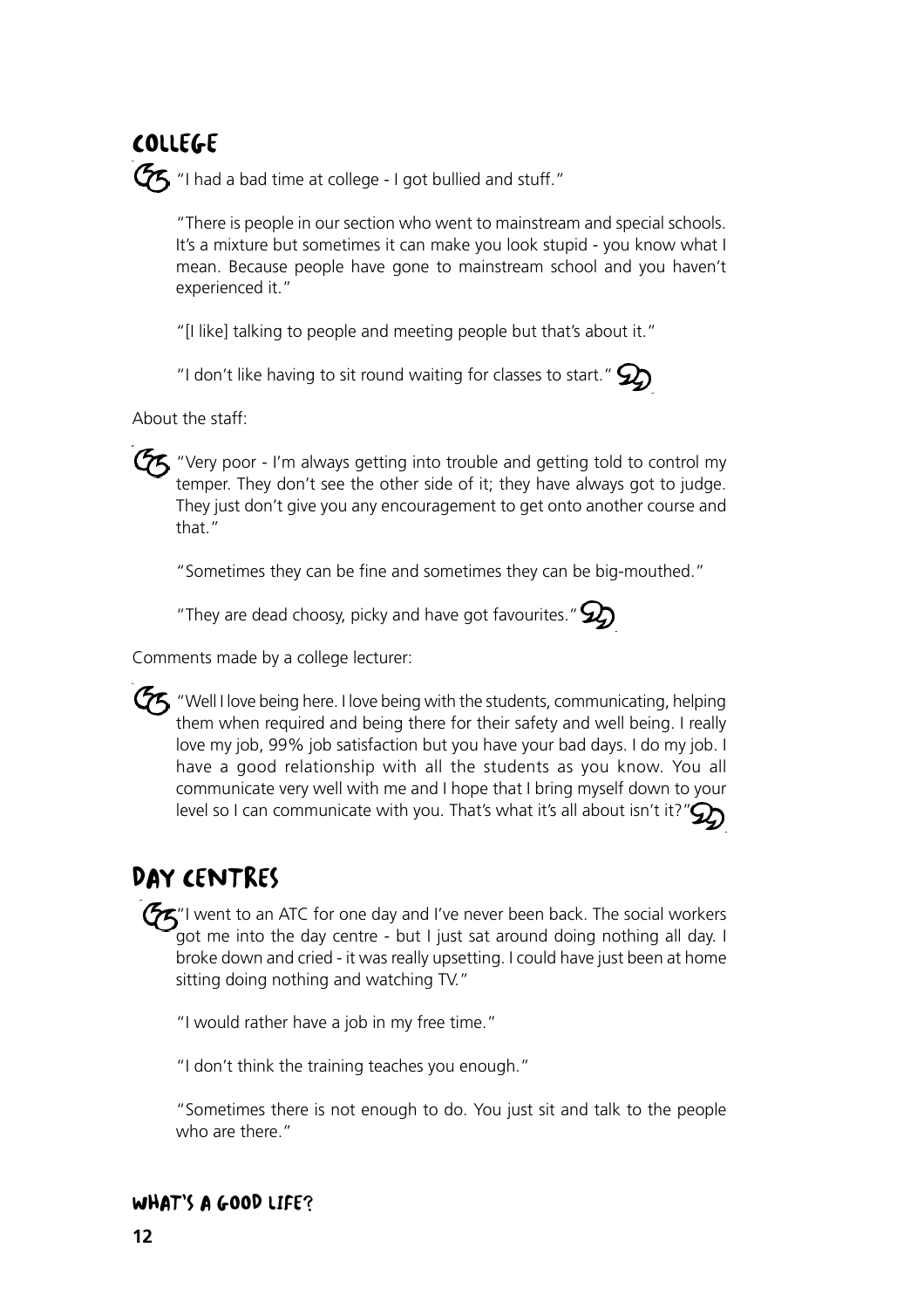## College

"I had a bad time at college - I got bullied and stuff."

"There is people in our section who went to mainstream and special schools. It's a mixture but sometimes it can make you look stupid - you know what I mean. Because people have gone to mainstream school and you haven't experienced it."

"[I like] talking to people and meeting people but that's about it."

"I don't like having to sit round waiting for classes to start."

About the staff:

"Very poor - I'm always getting into trouble and getting told to control my temper. They don't see the other side of it; they have always got to judge. They just don't give you any encouragement to get onto another course and that."

"Sometimes they can be fine and sometimes they can be big-mouthed."

"They are dead choosy, picky and have got favourites."

Comments made by a college lecturer:

"Well I love being here. I love being with the students, communicating, helping them when required and being there for their safety and well being. I really love my job, 99% job satisfaction but you have your bad days. I do my job. I have a good relationship with all the students as you know. You all communicate very well with me and I hope that I bring myself down to your level so I can communicate with you. That's what it's all about isn't it?"

## Day Centres

"I went to an ATC for one day and I've never been back. The social workers got me into the day centre - but I just sat around doing nothing all day. I broke down and cried - it was really upsetting. I could have just been at home sitting doing nothing and watching TV."

"I would rather have a job in my free time."

"I don't think the training teaches you enough."

"Sometimes there is not enough to do. You just sit and talk to the people who are there."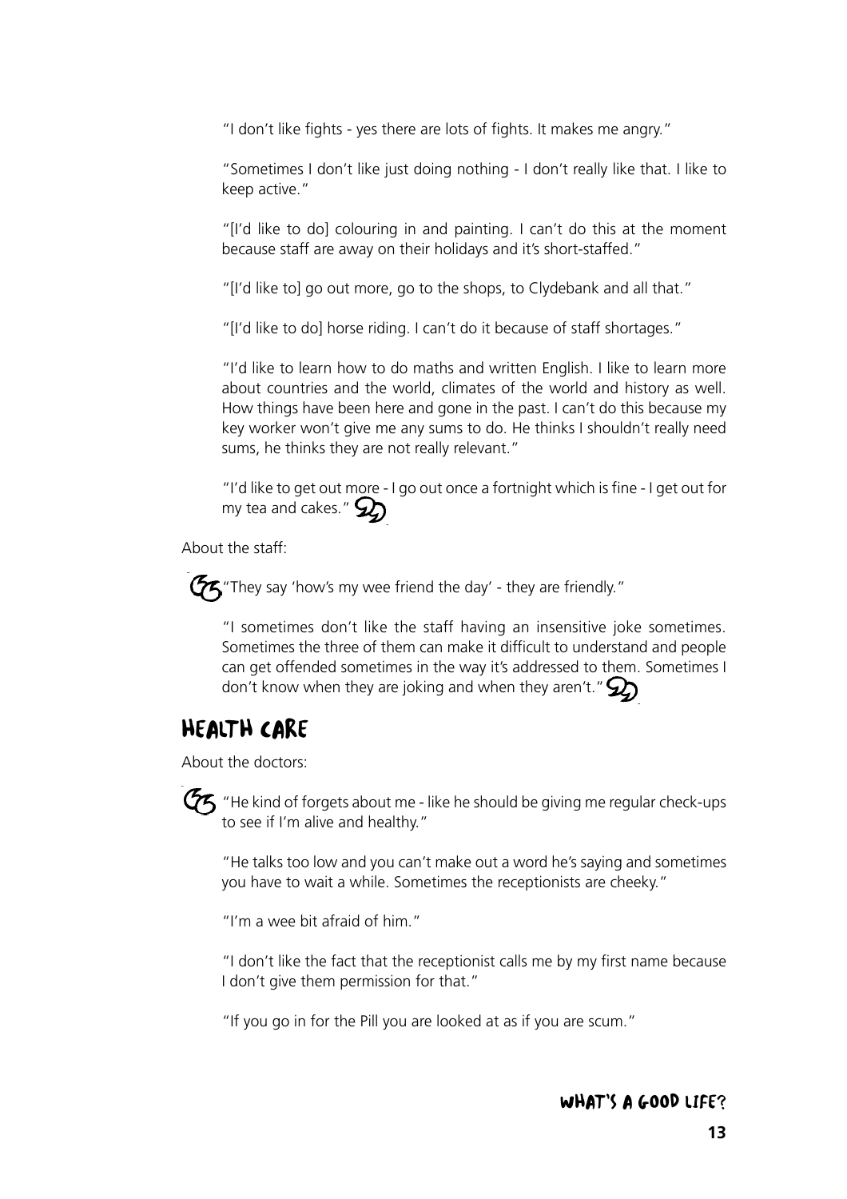"I don't like fights - yes there are lots of fights. It makes me angry."

"Sometimes I don't like just doing nothing - I don't really like that. I like to keep active."

"[I'd like to do] colouring in and painting. I can't do this at the moment because staff are away on their holidays and it's short-staffed."

"[I'd like to] go out more, go to the shops, to Clydebank and all that."

"[I'd like to do] horse riding. I can't do it because of staff shortages."

"I'd like to learn how to do maths and written English. I like to learn more about countries and the world, climates of the world and history as well. How things have been here and gone in the past. I can't do this because my key worker won't give me any sums to do. He thinks I shouldn't really need sums, he thinks they are not really relevant."

"I'd like to get out more - I go out once a fortnight which is fine - I get out for my tea and cakes."

About the staff:

"They say 'how's my wee friend the day' - they are friendly."

"I sometimes don't like the staff having an insensitive joke sometimes. Sometimes the three of them can make it difficult to understand and people can get offended sometimes in the way it's addressed to them. Sometimes I don't know when they are joking and when they aren't."

## Health care

About the doctors:

"He kind of forgets about me - like he should be giving me regular check-ups to see if I'm alive and healthy."

"He talks too low and you can't make out a word he's saying and sometimes you have to wait a while. Sometimes the receptionists are cheeky."

"I'm a wee bit afraid of him."

"I don't like the fact that the receptionist calls me by my first name because I don't give them permission for that."

"If you go in for the Pill you are looked at as if you are scum."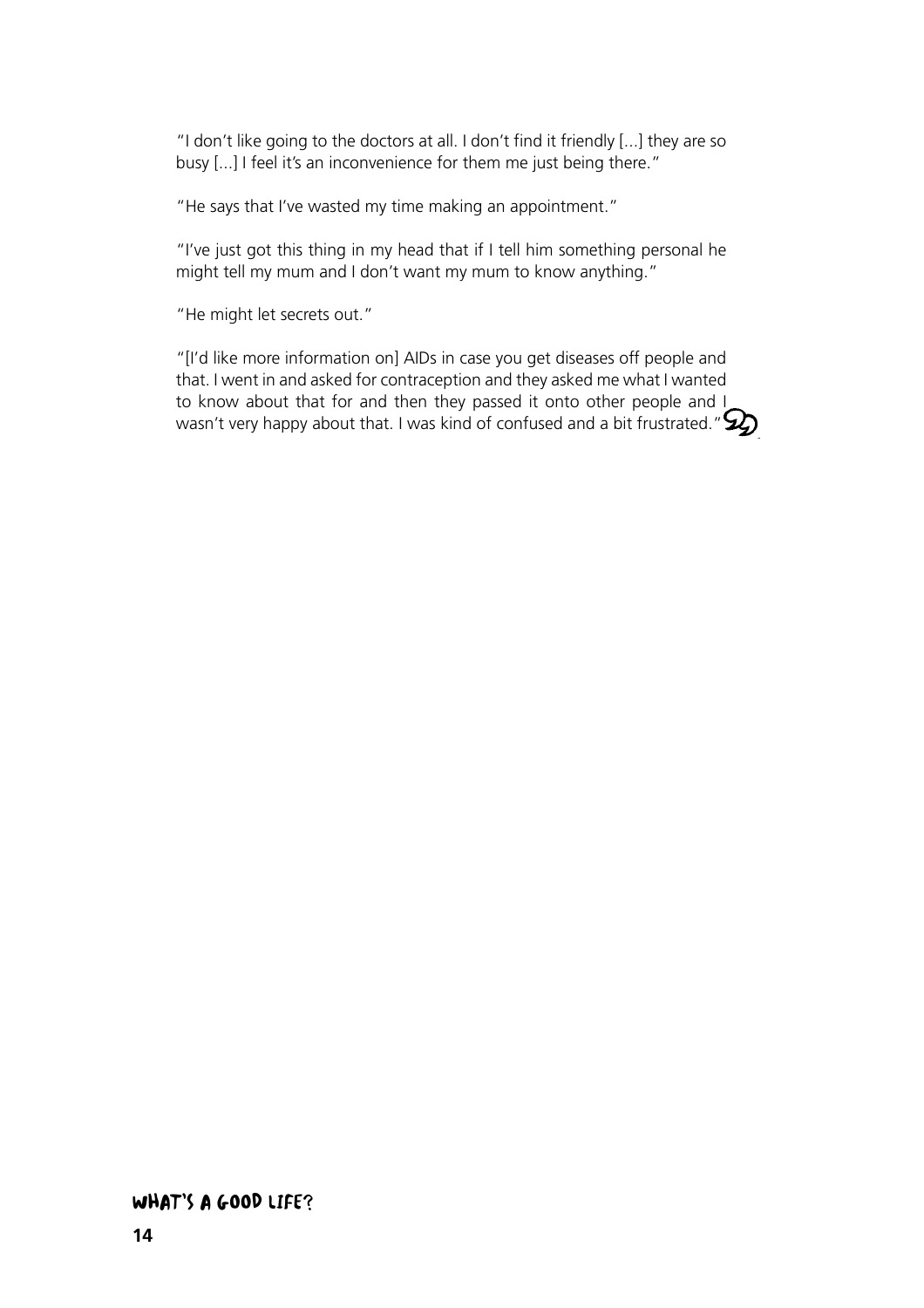"I don't like going to the doctors at all. I don't find it friendly [...] they are so busy [...] I feel it's an inconvenience for them me just being there."

"He says that I've wasted my time making an appointment."

"I've just got this thing in my head that if I tell him something personal he might tell my mum and I don't want my mum to know anything."

"He might let secrets out."

"[I'd like more information on] AIDs in case you get diseases off people and that. I went in and asked for contraception and they asked me what I wanted to know about that for and then they passed it onto other people and I wasn't very happy about that. I was kind of confused and a bit frustrated."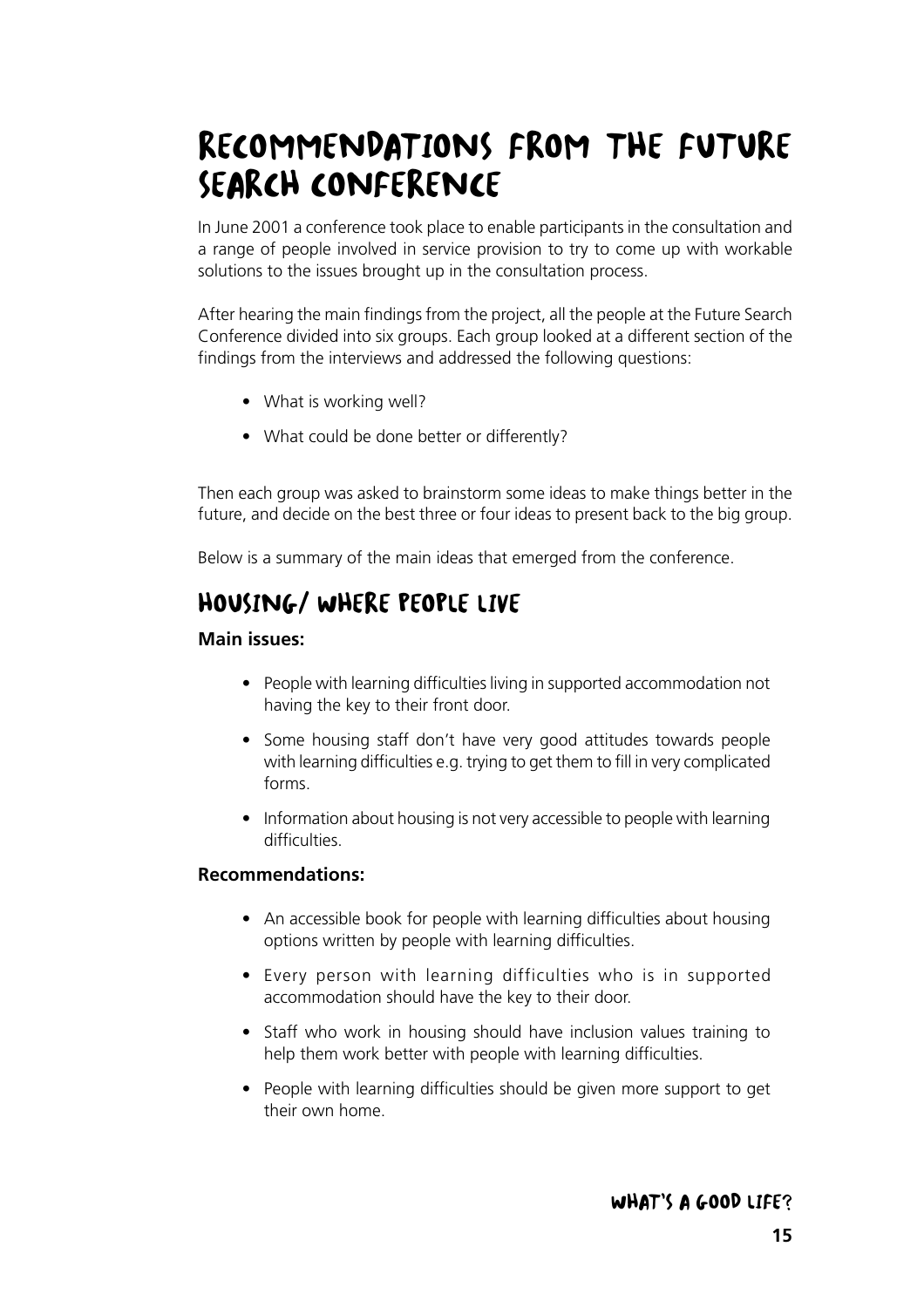# Recommendations from the Future Search Conference

In June 2001 a conference took place to enable participants in the consultation and a range of people involved in service provision to try to come up with workable solutions to the issues brought up in the consultation process.

After hearing the main findings from the project, all the people at the Future Search Conference divided into six groups. Each group looked at a different section of the findings from the interviews and addressed the following questions:

- What is working well?
- What could be done better or differently?

Then each group was asked to brainstorm some ideas to make things better in the future, and decide on the best three or four ideas to present back to the big group.

Below is a summary of the main ideas that emerged from the conference.

## Housing/ Where People Live

**Main issues:**

- People with learning difficulties living in supported accommodation not having the key to their front door.
- Some housing staff don't have very good attitudes towards people with learning difficulties e.g. trying to get them to fill in very complicated forms.
- Information about housing is not very accessible to people with learning difficulties.

**Recommendations:**

- An accessible book for people with learning difficulties about housing options written by people with learning difficulties.
- Every person with learning difficulties who is in supported accommodation should have the key to their door.
- Staff who work in housing should have inclusion values training to help them work better with people with learning difficulties.
- People with learning difficulties should be given more support to get their own home.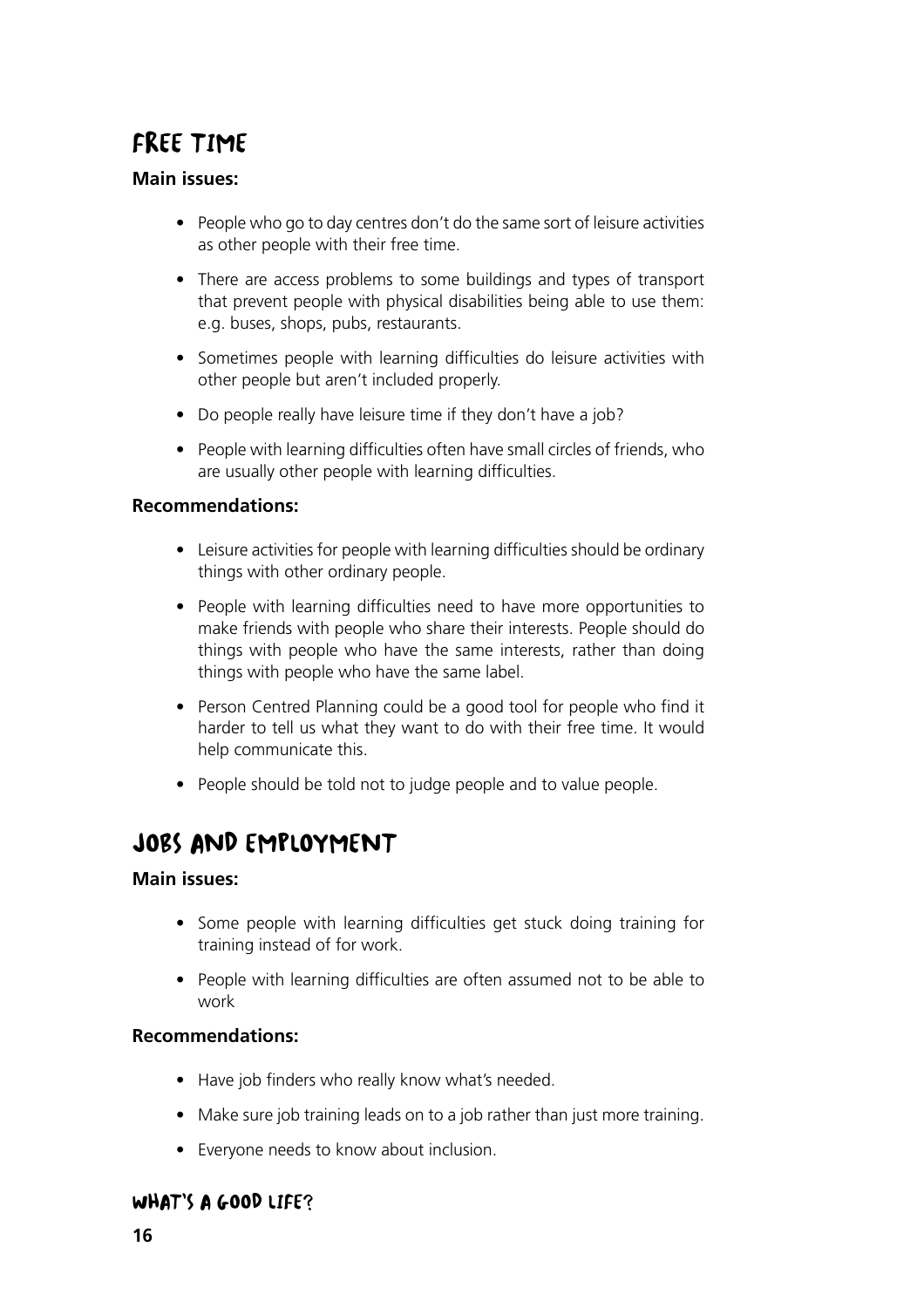## Free Time

**Main issues:**

- People who go to day centres don't do the same sort of leisure activities as other people with their free time.
- There are access problems to some buildings and types of transport that prevent people with physical disabilities being able to use them: e.g. buses, shops, pubs, restaurants.
- Sometimes people with learning difficulties do leisure activities with other people but aren't included properly.
- Do people really have leisure time if they don't have a job?
- People with learning difficulties often have small circles of friends, who are usually other people with learning difficulties.

**Recommendations:**

- Leisure activities for people with learning difficulties should be ordinary things with other ordinary people.
- People with learning difficulties need to have more opportunities to make friends with people who share their interests. People should do things with people who have the same interests, rather than doing things with people who have the same label.
- Person Centred Planning could be a good tool for people who find it harder to tell us what they want to do with their free time. It would help communicate this.
- People should be told not to judge people and to value people.

## Jobs and Employment

**Main issues:**

- Some people with learning difficulties get stuck doing training for training instead of for work.
- People with learning difficulties are often assumed not to be able to work

**Recommendations:**

- Have job finders who really know what's needed.
- Make sure job training leads on to a job rather than just more training.
- Everyone needs to know about inclusion.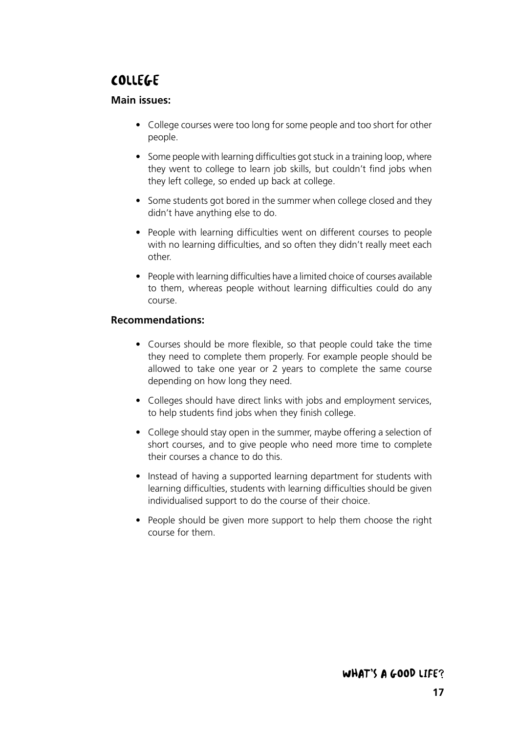# College

**Main issues:**

- College courses were too long for some people and too short for other people.
- Some people with learning difficulties got stuck in a training loop, where they went to college to learn job skills, but couldn't find jobs when they left college, so ended up back at college.
- Some students got bored in the summer when college closed and they didn't have anything else to do.
- People with learning difficulties went on different courses to people with no learning difficulties, and so often they didn't really meet each other.
- People with learning difficulties have a limited choice of courses available to them, whereas people without learning difficulties could do any course.

**Recommendations:**

- Courses should be more flexible, so that people could take the time they need to complete them properly. For example people should be allowed to take one year or 2 years to complete the same course depending on how long they need.
- Colleges should have direct links with jobs and employment services, to help students find jobs when they finish college.
- College should stay open in the summer, maybe offering a selection of short courses, and to give people who need more time to complete their courses a chance to do this.
- Instead of having a supported learning department for students with learning difficulties, students with learning difficulties should be given individualised support to do the course of their choice.
- People should be given more support to help them choose the right course for them.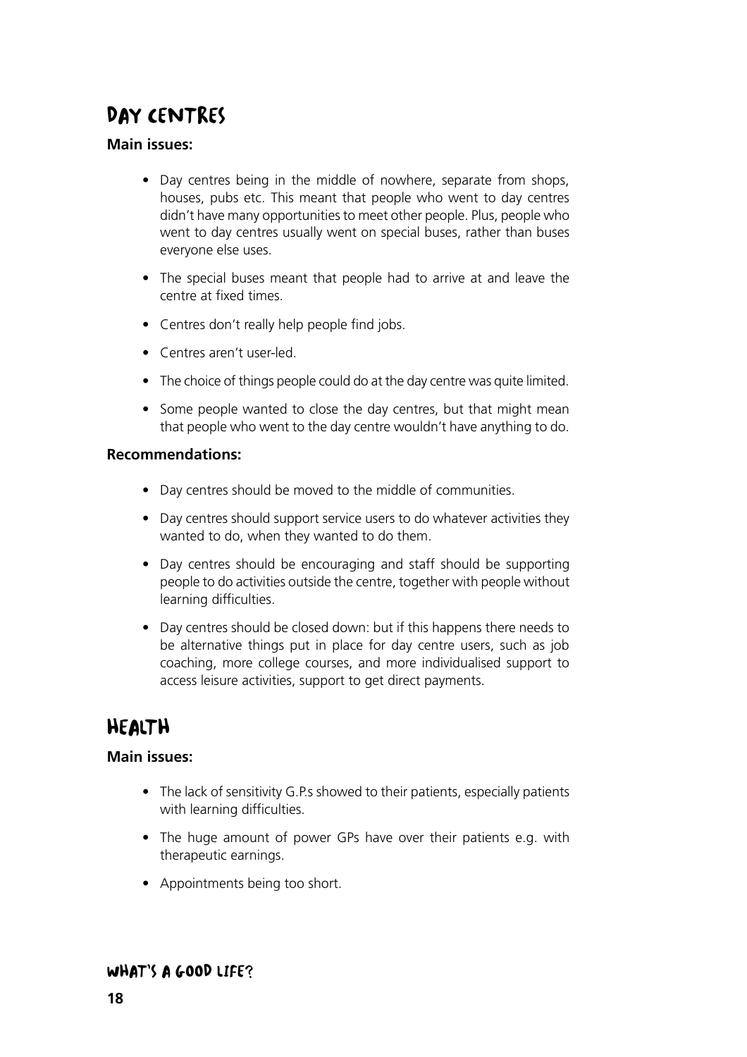## Day centres

**Main issues:**

- Day centres being in the middle of nowhere, separate from shops, houses, pubs etc. This meant that people who went to day centres didn't have many opportunities to meet other people. Plus, people who went to day centres usually went on special buses, rather than buses everyone else uses.
- The special buses meant that people had to arrive at and leave the centre at fixed times.
- Centres don't really help people find jobs.
- Centres aren't user-led.
- The choice of things people could do at the day centre was quite limited.
- Some people wanted to close the day centres, but that might mean that people who went to the day centre wouldn't have anything to do.

**Recommendations:**

- Day centres should be moved to the middle of communities.
- Day centres should support service users to do whatever activities they wanted to do, when they wanted to do them.
- Day centres should be encouraging and staff should be supporting people to do activities outside the centre, together with people without learning difficulties.
- Day centres should be closed down: but if this happens there needs to be alternative things put in place for day centre users, such as job coaching, more college courses, and more individualised support to access leisure activities, support to get direct payments.

## Health

**Main issues:**

- The lack of sensitivity G.P.s showed to their patients, especially patients with learning difficulties.
- The huge amount of power GPs have over their patients e.g. with therapeutic earnings.
- Appointments being too short.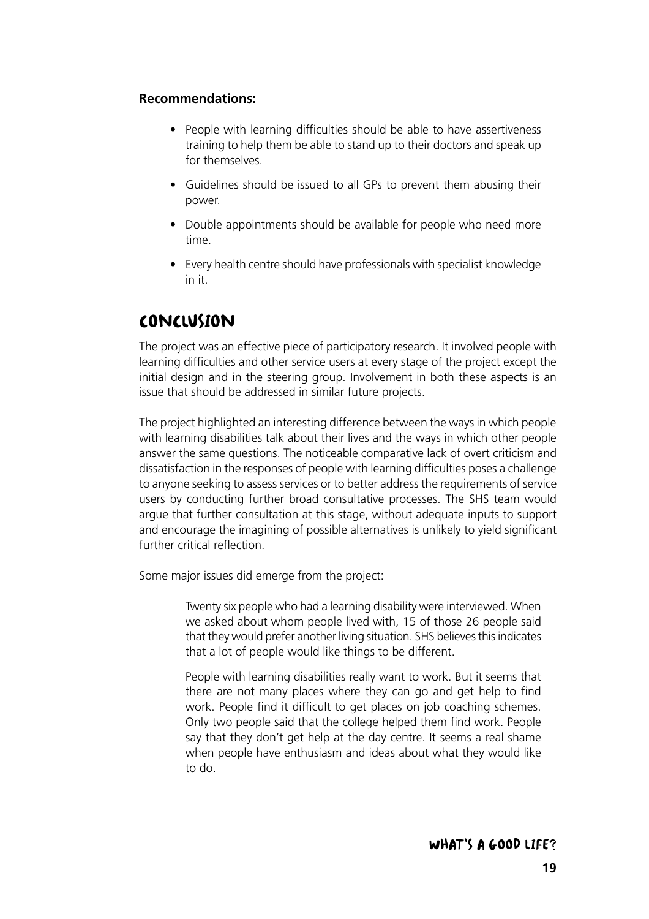**Recommendations:**

- People with learning difficulties should be able to have assertiveness training to help them be able to stand up to their doctors and speak up for themselves.
- Guidelines should be issued to all GPs to prevent them abusing their power.
- Double appointments should be available for people who need more time.
- Every health centre should have professionals with specialist knowledge in it.

## Conclusion

The project was an effective piece of participatory research. It involved people with learning difficulties and other service users at every stage of the project except the initial design and in the steering group. Involvement in both these aspects is an issue that should be addressed in similar future projects.

The project highlighted an interesting difference between the ways in which people with learning disabilities talk about their lives and the ways in which other people answer the same questions. The noticeable comparative lack of overt criticism and dissatisfaction in the responses of people with learning difficulties poses a challenge to anyone seeking to assess services or to better address the requirements of service users by conducting further broad consultative processes. The SHS team would argue that further consultation at this stage, without adequate inputs to support and encourage the imagining of possible alternatives is unlikely to yield significant further critical reflection.

Some major issues did emerge from the project:

> Twenty six people who had a learning disability were interviewed. When we asked about whom people lived with, 15 of those 26 people said that they would prefer another living situation. SHS believes this indicates that a lot of people would like things to be different.
>
> People with learning disabilities really want to work. But it seems that there are not many places where they can go and get help to find work. People find it difficult to get places on job coaching schemes. Only two people said that the college helped them find work. People say that they don't get help at the day centre. It seems a real shame when people have enthusiasm and ideas about what they would like to do.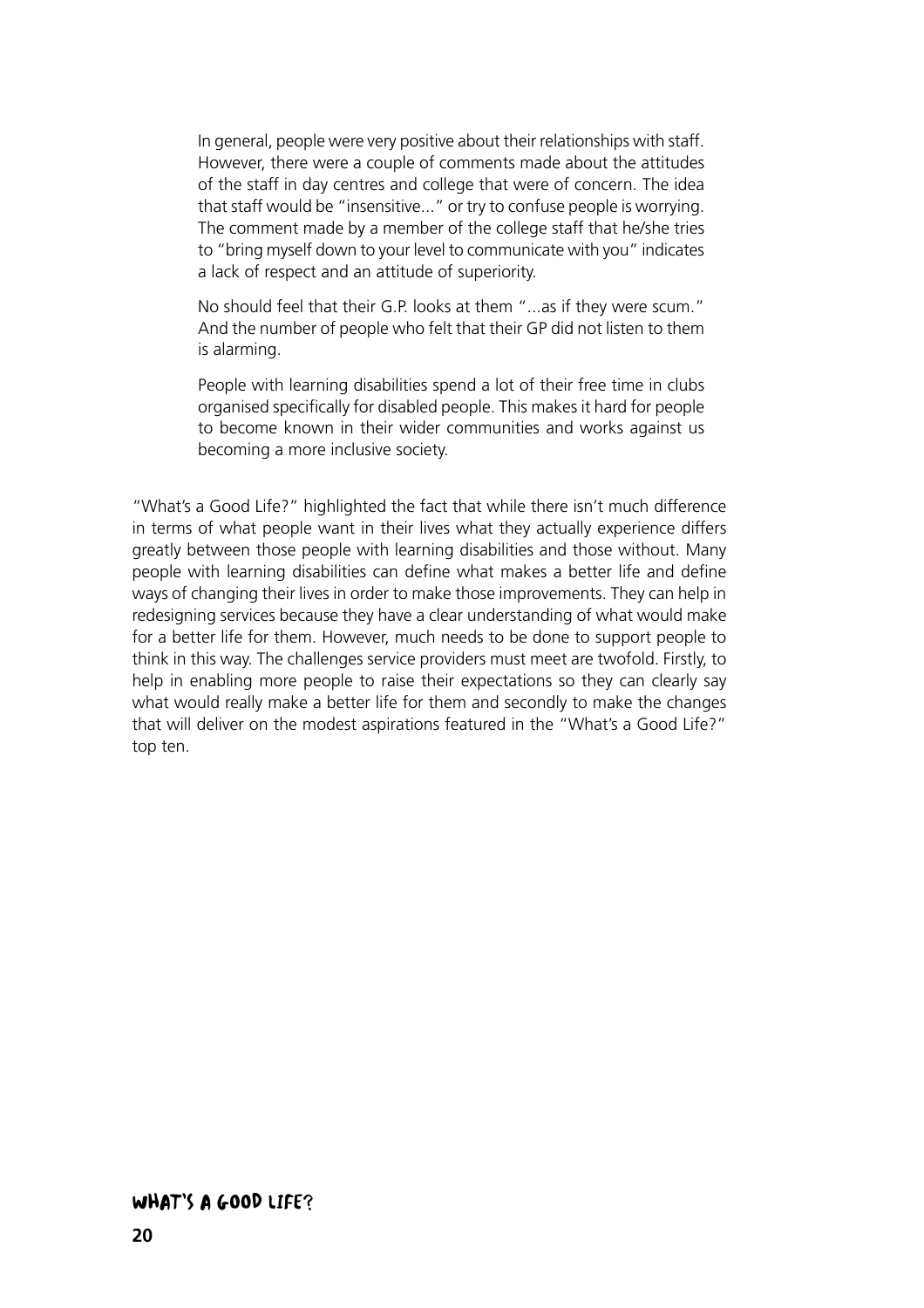In general, people were very positive about their relationships with staff. However, there were a couple of comments made about the attitudes of the staff in day centres and college that were of concern. The idea that staff would be "insensitive..." or try to confuse people is worrying. The comment made by a member of the college staff that he/she tries to "bring myself down to your level to communicate with you" indicates a lack of respect and an attitude of superiority.

No should feel that their G.P. looks at them "...as if they were scum." And the number of people who felt that their GP did not listen to them is alarming.

People with learning disabilities spend a lot of their free time in clubs organised specifically for disabled people. This makes it hard for people to become known in their wider communities and works against us becoming a more inclusive society.

"What's a Good Life?" highlighted the fact that while there isn't much difference in terms of what people want in their lives what they actually experience differs greatly between those people with learning disabilities and those without. Many people with learning disabilities can define what makes a better life and define ways of changing their lives in order to make those improvements. They can help in redesigning services because they have a clear understanding of what would make for a better life for them. However, much needs to be done to support people to think in this way. The challenges service providers must meet are twofold. Firstly, to help in enabling more people to raise their expectations so they can clearly say what would really make a better life for them and secondly to make the changes that will deliver on the modest aspirations featured in the "What's a Good Life?" top ten.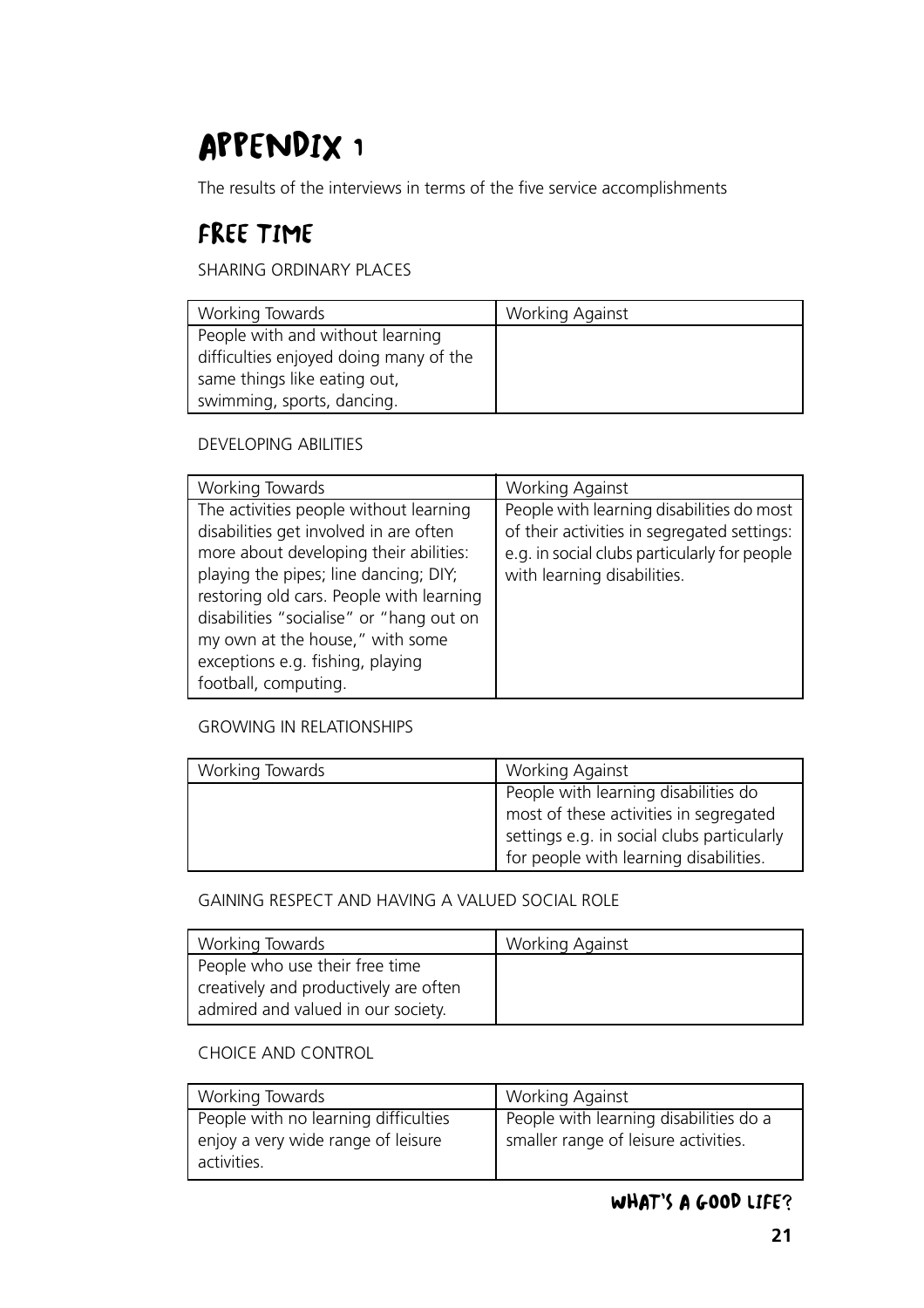# APPENDIX 1

The results of the interviews in terms of the five service accomplishments

## FREE TIME

SHARING ORDINARY PLACES

| Working Towards | Working Against |
| --- | --- |
| People with and without learning difficulties enjoyed doing many of the same things like eating out, swimming, sports, dancing. | |

DEVELOPING ABILITIES

| Working Towards | Working Against |
| --- | --- |
| The activities people without learning disabilities get involved in are often more about developing their abilities: playing the pipes; line dancing; DIY; restoring old cars. People with learning disabilities "socialise" or "hang out on my own at the house," with some exceptions e.g. fishing, playing football, computing. | People with learning disabilities do most of their activities in segregated settings: e.g. in social clubs particularly for people with learning disabilities. |

GROWING IN RELATIONSHIPS

| Working Towards | Working Against |
| --- | --- |
| | People with learning disabilities do most of these activities in segregated settings e.g. in social clubs particularly for people with learning disabilities. |

GAINING RESPECT AND HAVING A VALUED SOCIAL ROLE

| Working Towards | Working Against |
| --- | --- |
| People who use their free time creatively and productively are often admired and valued in our society. | |

CHOICE AND CONTROL

| Working Towards | Working Against |
| --- | --- |
| People with no learning difficulties enjoy a very wide range of leisure activities. | People with learning disabilities do a smaller range of leisure activities. |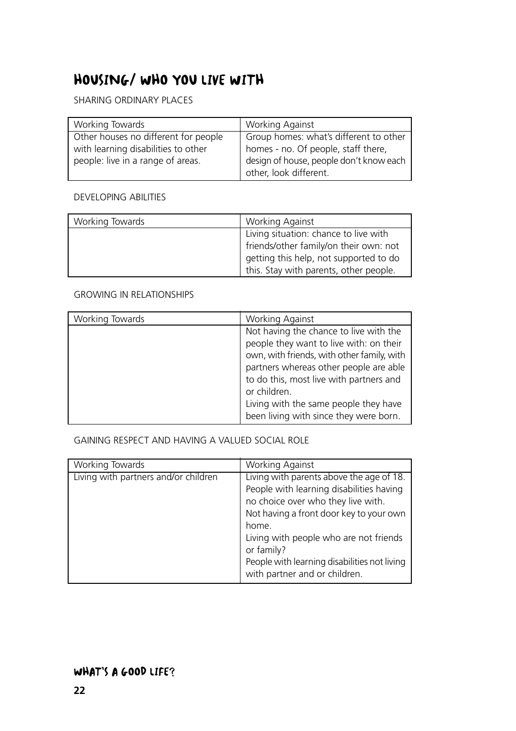## HOUSING/ WHO YOU LIVE WITH

SHARING ORDINARY PLACES

| Working Towards | Working Against |
| --- | --- |
| Other houses no different for people with learning disabilities to other people: live in a range of areas. | Group homes: what's different to other homes - no. Of people, staff there, design of house, people don't know each other, look different. |

DEVELOPING ABILITIES

| Working Towards | Working Against |
| --- | --- |
| | Living situation: chance to live with friends/other family/on their own: not getting this help, not supported to do this. Stay with parents, other people. |

GROWING IN RELATIONSHIPS

| Working Towards | Working Against |
| --- | --- |
| | Not having the chance to live with the people they want to live with: on their own, with friends, with other family, with partners whereas other people are able to do this, most live with partners and or children.<br>Living with the same people they have been living with since they were born. |

GAINING RESPECT AND HAVING A VALUED SOCIAL ROLE

| Working Towards | Working Against |
| --- | --- |
| Living with partners and/or children | Living with parents above the age of 18.<br>People with learning disabilities having no choice over who they live with.<br>Not having a front door key to your own home.<br>Living with people who are not friends or family?<br>People with learning disabilities not living with partner and or children. |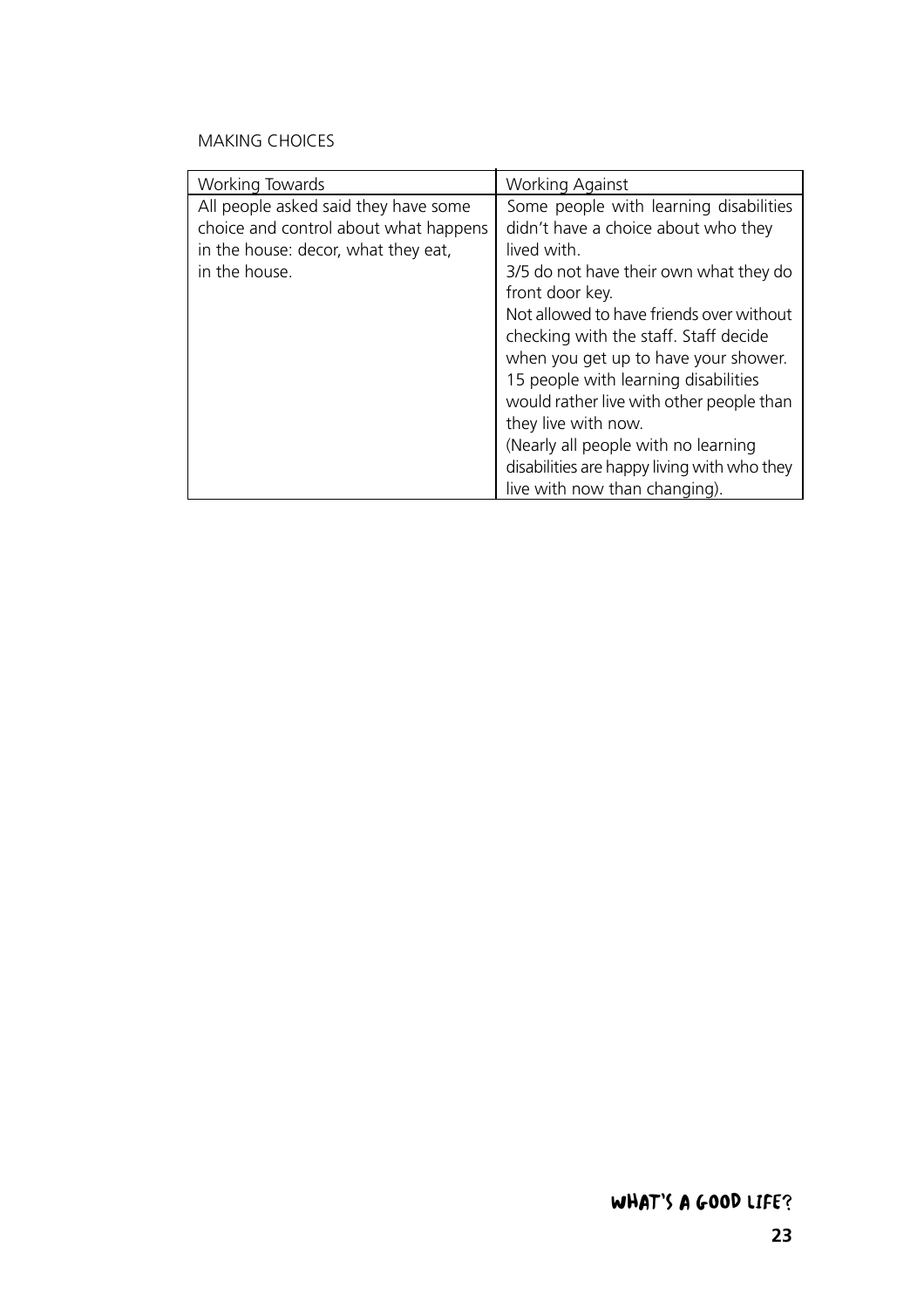MAKING CHOICES

| Working Towards | Working Against |
| --- | --- |
| All people asked said they have some choice and control about what happens in the house: decor, what they eat, in the house. | Some people with learning disabilities didn't have a choice about who they lived with.<br>3/5 do not have their own what they do front door key.<br>Not allowed to have friends over without checking with the staff. Staff decide when you get up to have your shower.<br>15 people with learning disabilities would rather live with other people than they live with now.<br>(Nearly all people with no learning disabilities are happy living with who they live with now than changing). |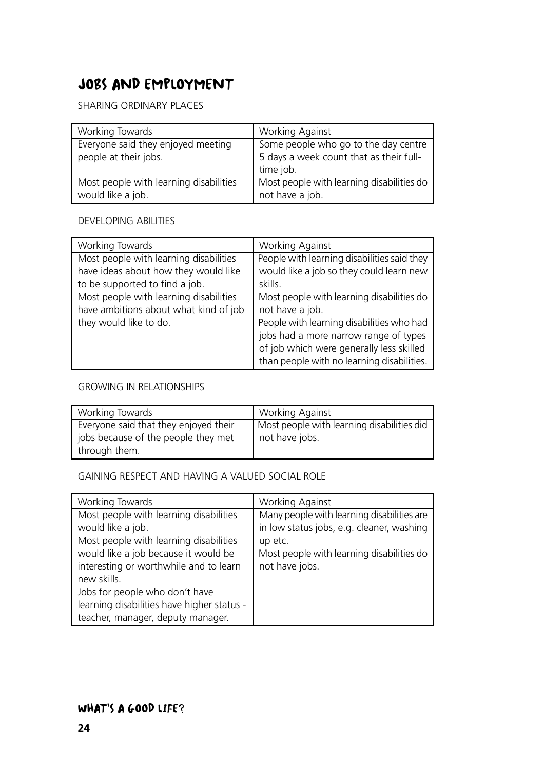# JOBS AND EMPLOYMENT

SHARING ORDINARY PLACES

| Working Towards | Working Against |
|---|---|
| Everyone said they enjoyed meeting people at their jobs.<br><br>Most people with learning disabilities would like a job. | Some people who go to the day centre 5 days a week count that as their full-time job.<br>Most people with learning disabilities do not have a job. |

DEVELOPING ABILITIES

| Working Towards | Working Against |
|---|---|
| Most people with learning disabilities have ideas about how they would like to be supported to find a job.<br>Most people with learning disabilities have ambitions about what kind of job they would like to do. | People with learning disabilities said they would like a job so they could learn new skills.<br>Most people with learning disabilities do not have a job.<br>People with learning disabilities who had jobs had a more narrow range of types of job which were generally less skilled than people with no learning disabilities. |

GROWING IN RELATIONSHIPS

| Working Towards | Working Against |
|---|---|
| Everyone said that they enjoyed their jobs because of the people they met through them. | Most people with learning disabilities did not have jobs. |

GAINING RESPECT AND HAVING A VALUED SOCIAL ROLE

| Working Towards | Working Against |
|---|---|
| Most people with learning disabilities would like a job.<br>Most people with learning disabilities would like a job because it would be interesting or worthwhile and to learn new skills.<br>Jobs for people who don't have learning disabilities have higher status - teacher, manager, deputy manager. | Many people with learning disabilities are in low status jobs, e.g. cleaner, washing up etc.<br>Most people with learning disabilities do not have jobs. |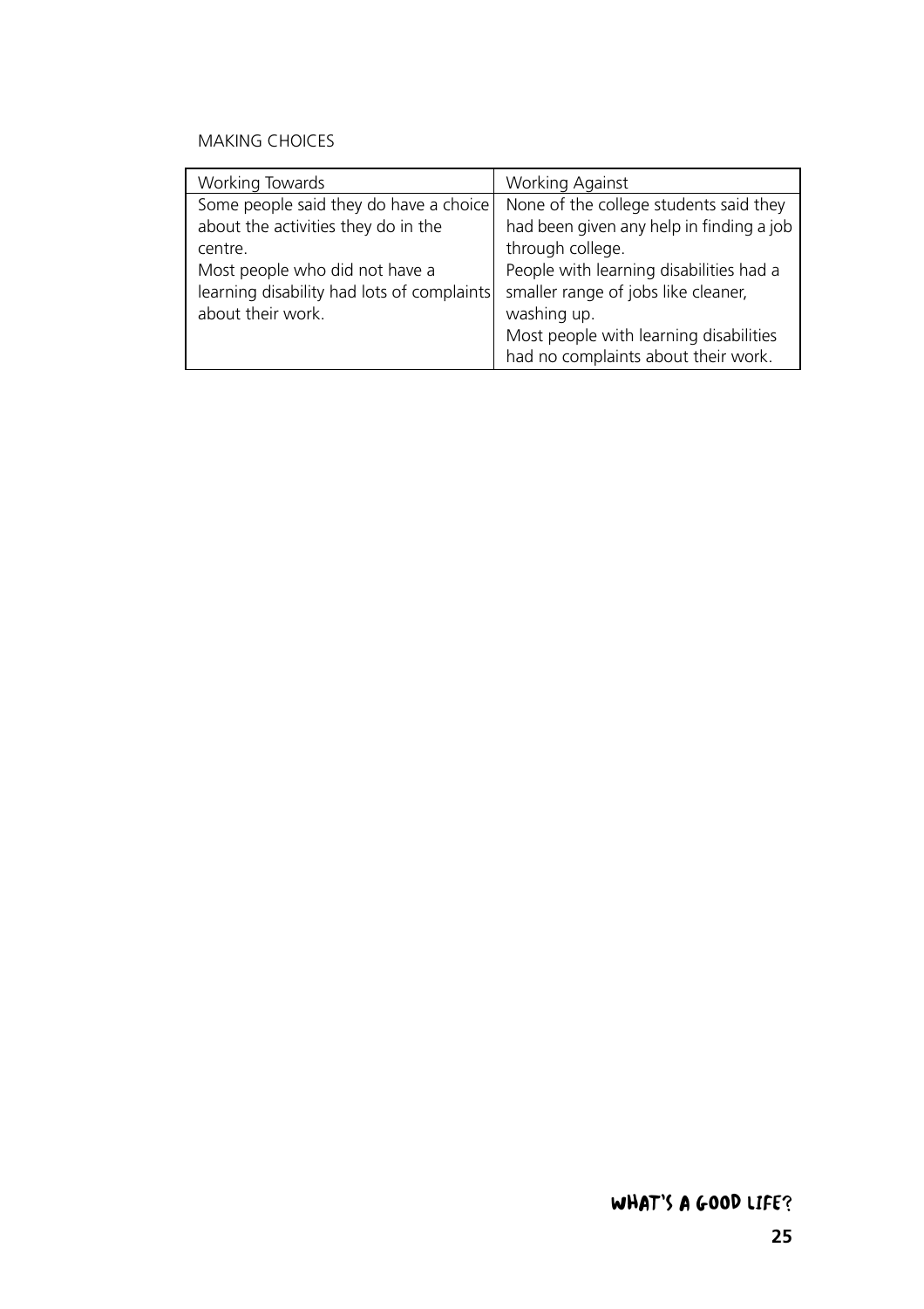MAKING CHOICES

| Working Towards | Working Against |
| --- | --- |
| Some people said they do have a choice about the activities they do in the centre.<br>Most people who did not have a learning disability had lots of complaints about their work. | None of the college students said they had been given any help in finding a job through college.<br>People with learning disabilities had a smaller range of jobs like cleaner, washing up.<br>Most people with learning disabilities had no complaints about their work. |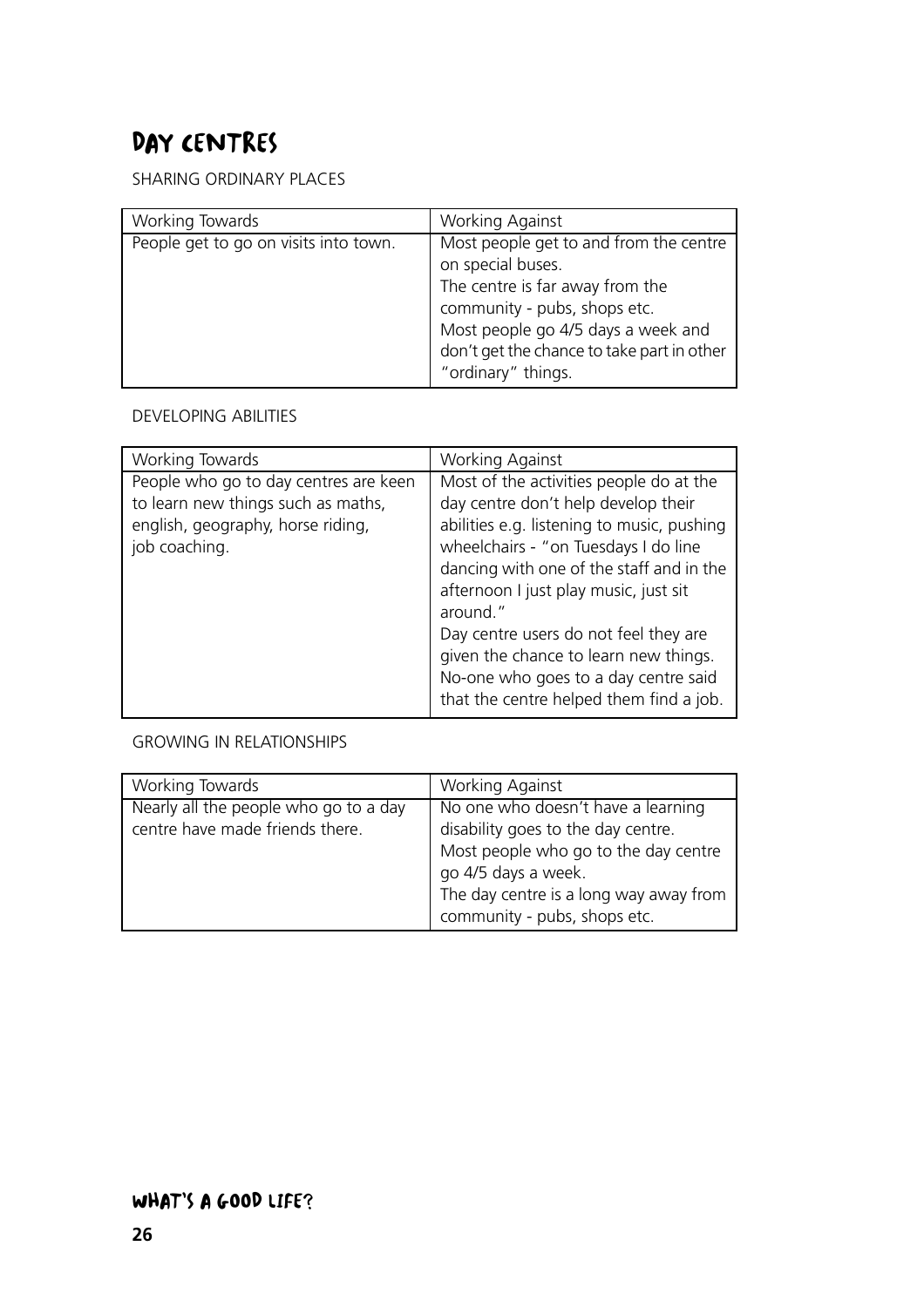# Day Centres

SHARING ORDINARY PLACES

| Working Towards | Working Against |
|---|---|
| People get to go on visits into town. | Most people get to and from the centre on special buses.<br>The centre is far away from the community - pubs, shops etc.<br>Most people go 4/5 days a week and don't get the chance to take part in other "ordinary" things. |

DEVELOPING ABILITIES

| Working Towards | Working Against |
|---|---|
| People who go to day centres are keen to learn new things such as maths, english, geography, horse riding, job coaching. | Most of the activities people do at the day centre don't help develop their abilities e.g. listening to music, pushing wheelchairs - "on Tuesdays I do line dancing with one of the staff and in the afternoon I just play music, just sit around."<br>Day centre users do not feel they are given the chance to learn new things.<br>No-one who goes to a day centre said that the centre helped them find a job. |

GROWING IN RELATIONSHIPS

| Working Towards | Working Against |
|---|---|
| Nearly all the people who go to a day centre have made friends there. | No one who doesn't have a learning disability goes to the day centre.<br>Most people who go to the day centre go 4/5 days a week.<br>The day centre is a long way away from community - pubs, shops etc. |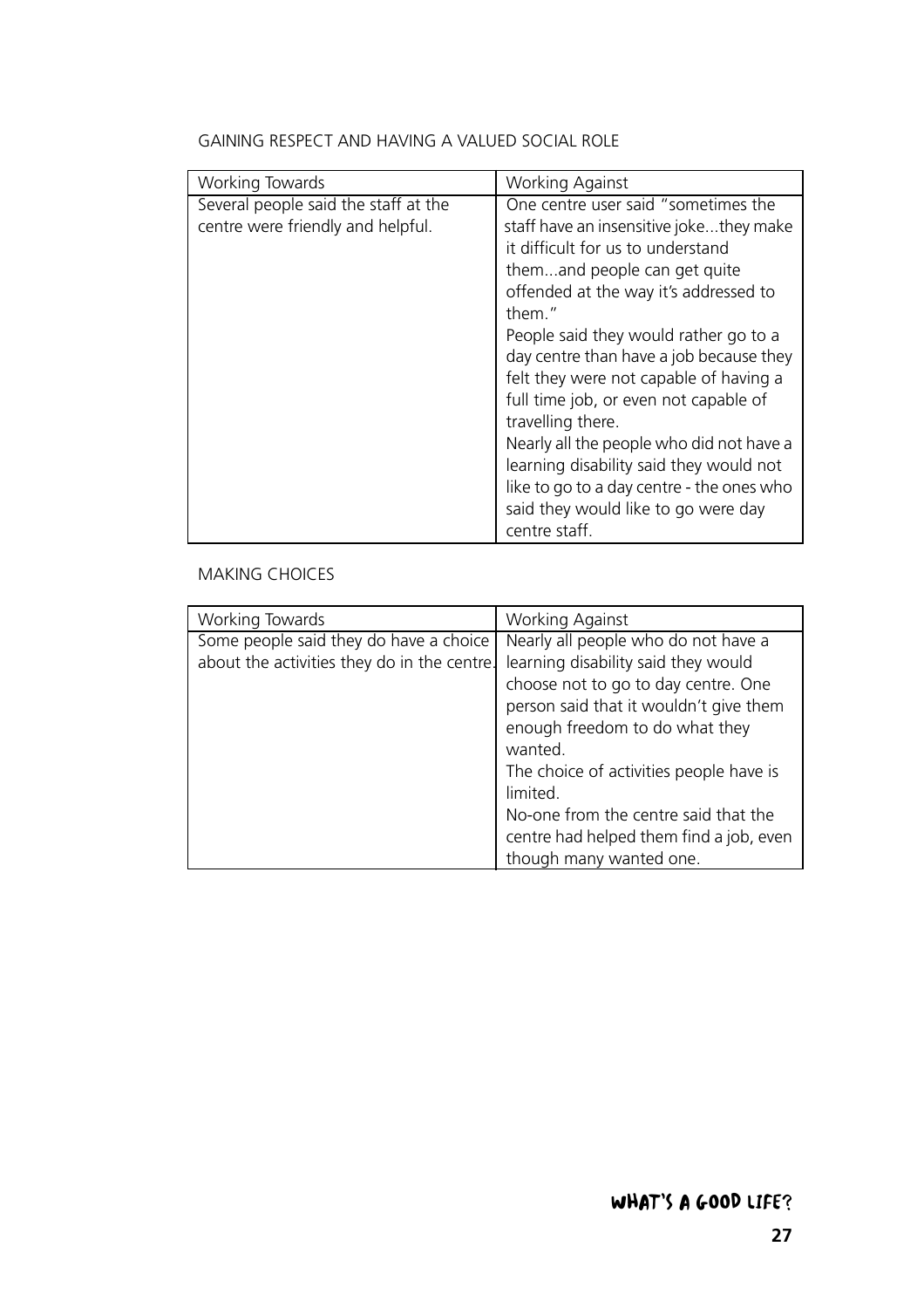## GAINING RESPECT AND HAVING A VALUED SOCIAL ROLE

| Working Towards | Working Against |
|---|---|
| Several people said the staff at the centre were friendly and helpful. | One centre user said "sometimes the staff have an insensitive joke...they make it difficult for us to understand them...and people can get quite offended at the way it's addressed to them."<br>People said they would rather go to a day centre than have a job because they felt they were not capable of having a full time job, or even not capable of travelling there.<br>Nearly all the people who did not have a learning disability said they would not like to go to a day centre - the ones who said they would like to go were day centre staff. |

## MAKING CHOICES

| Working Towards | Working Against |
|---|---|
| Some people said they do have a choice about the activities they do in the centre. | Nearly all people who do not have a learning disability said they would choose not to go to day centre. One person said that it wouldn't give them enough freedom to do what they wanted.<br>The choice of activities people have is limited.<br>No-one from the centre said that the centre had helped them find a job, even though many wanted one. |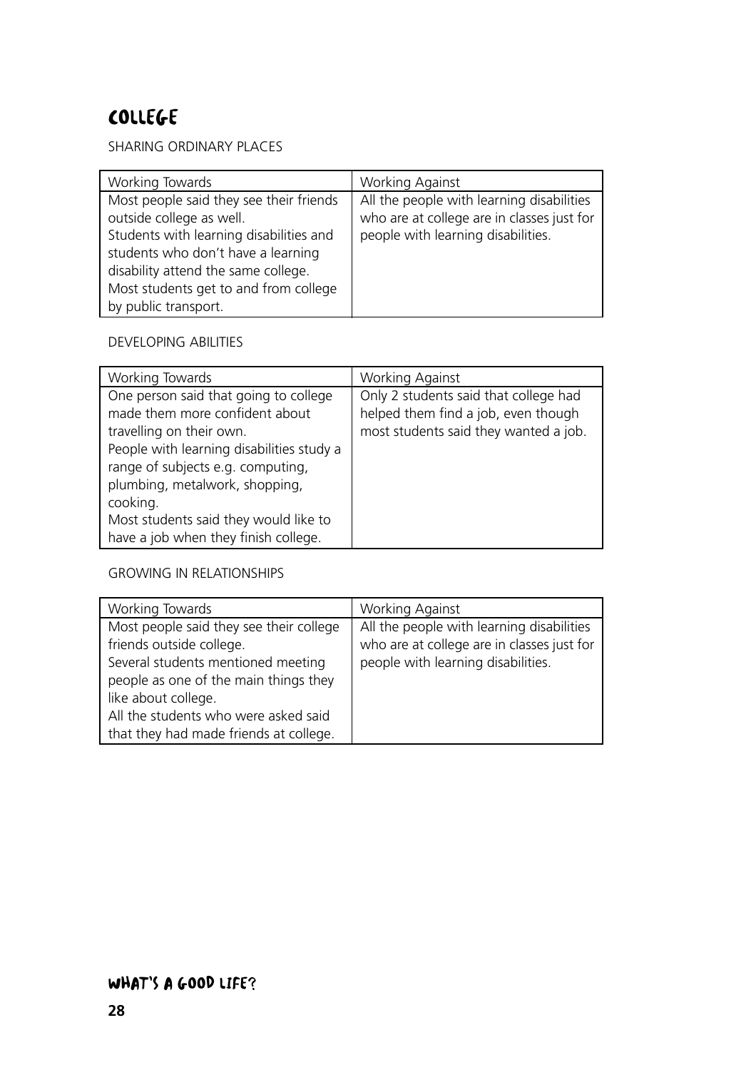# COLLEGE

SHARING ORDINARY PLACES

| Working Towards | Working Against |
|---|---|
| Most people said they see their friends outside college as well.<br>Students with learning disabilities and students who don't have a learning disability attend the same college.<br>Most students get to and from college by public transport. | All the people with learning disabilities who are at college are in classes just for people with learning disabilities. |

DEVELOPING ABILITIES

| Working Towards | Working Against |
|---|---|
| One person said that going to college made them more confident about travelling on their own.<br>People with learning disabilities study a range of subjects e.g. computing, plumbing, metalwork, shopping, cooking.<br>Most students said they would like to have a job when they finish college. | Only 2 students said that college had helped them find a job, even though most students said they wanted a job. |

GROWING IN RELATIONSHIPS

| Working Towards | Working Against |
|---|---|
| Most people said they see their college friends outside college.<br>Several students mentioned meeting people as one of the main things they like about college.<br>All the students who were asked said that they had made friends at college. | All the people with learning disabilities who are at college are in classes just for people with learning disabilities. |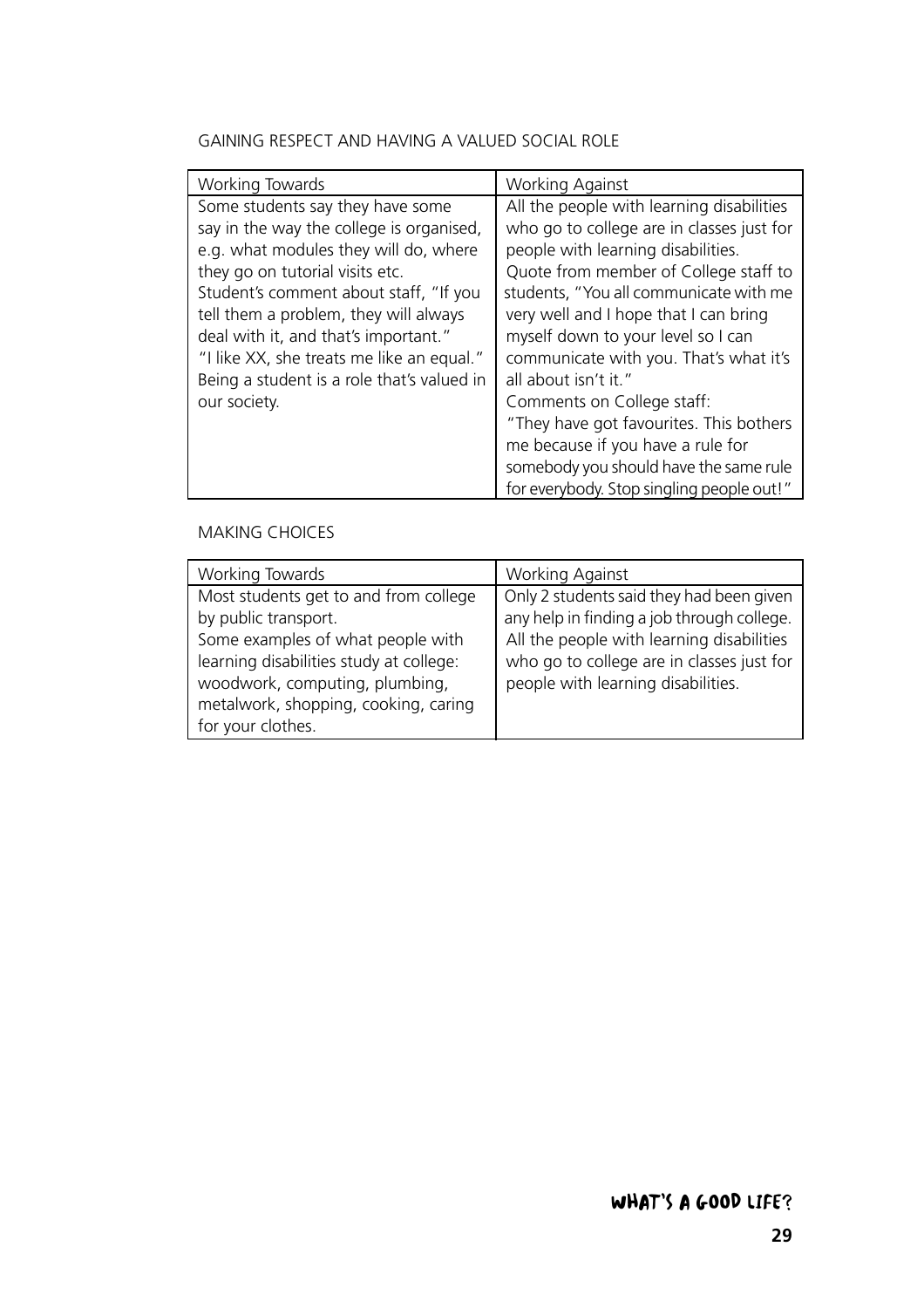## GAINING RESPECT AND HAVING A VALUED SOCIAL ROLE

| Working Towards | Working Against |
| --- | --- |
| Some students say they have some say in the way the college is organised, e.g. what modules they will do, where they go on tutorial visits etc.<br>Student's comment about staff, "If you tell them a problem, they will always deal with it, and that's important."<br>"I like XX, she treats me like an equal."<br>Being a student is a role that's valued in our society. | All the people with learning disabilities who go to college are in classes just for people with learning disabilities.<br>Quote from member of College staff to students, "You all communicate with me very well and I hope that I can bring myself down to your level so I can communicate with you. That's what it's all about isn't it."<br>Comments on College staff:<br>"They have got favourites. This bothers me because if you have a rule for somebody you should have the same rule for everybody. Stop singling people out!" |

## MAKING CHOICES

| Working Towards | Working Against |
| --- | --- |
| Most students get to and from college by public transport.<br>Some examples of what people with learning disabilities study at college: woodwork, computing, plumbing, metalwork, shopping, cooking, caring for your clothes. | Only 2 students said they had been given any help in finding a job through college.<br>All the people with learning disabilities who go to college are in classes just for people with learning disabilities. |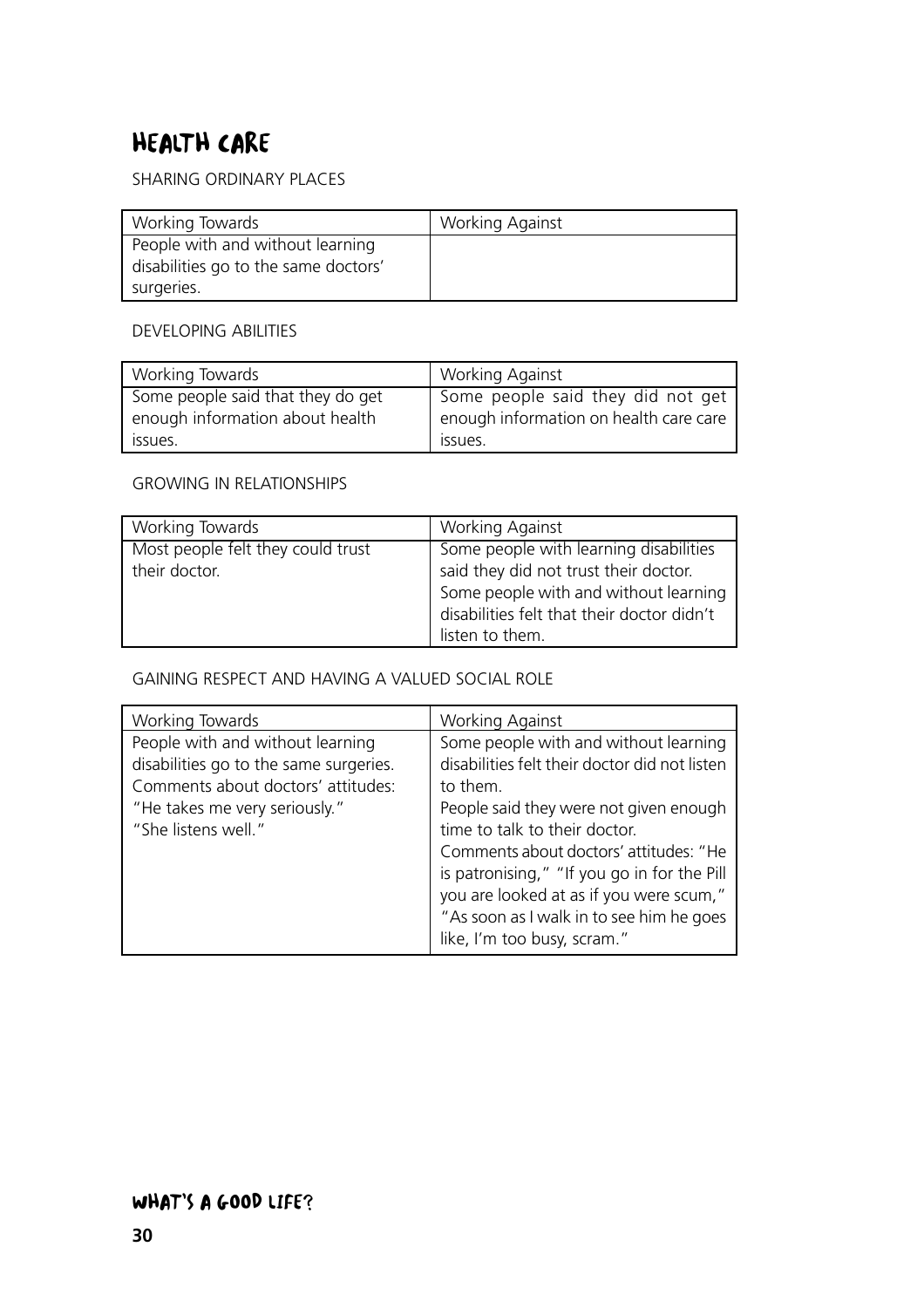# HEALTH CARE

SHARING ORDINARY PLACES

| Working Towards | Working Against |
|---|---|
| People with and without learning disabilities go to the same doctors' surgeries. | |

DEVELOPING ABILITIES

| Working Towards | Working Against |
|---|---|
| Some people said that they do get enough information about health issues. | Some people said they did not get enough information on health care care issues. |

GROWING IN RELATIONSHIPS

| Working Towards | Working Against |
|---|---|
| Most people felt they could trust their doctor. | Some people with learning disabilities said they did not trust their doctor. Some people with and without learning disabilities felt that their doctor didn't listen to them. |

GAINING RESPECT AND HAVING A VALUED SOCIAL ROLE

| Working Towards | Working Against |
|---|---|
| People with and without learning disabilities go to the same surgeries. Comments about doctors' attitudes: "He takes me very seriously." "She listens well." | Some people with and without learning disabilities felt their doctor did not listen to them. People said they were not given enough time to talk to their doctor. Comments about doctors' attitudes: "He is patronising," "If you go in for the Pill you are looked at as if you were scum," "As soon as I walk in to see him he goes like, I'm too busy, scram." |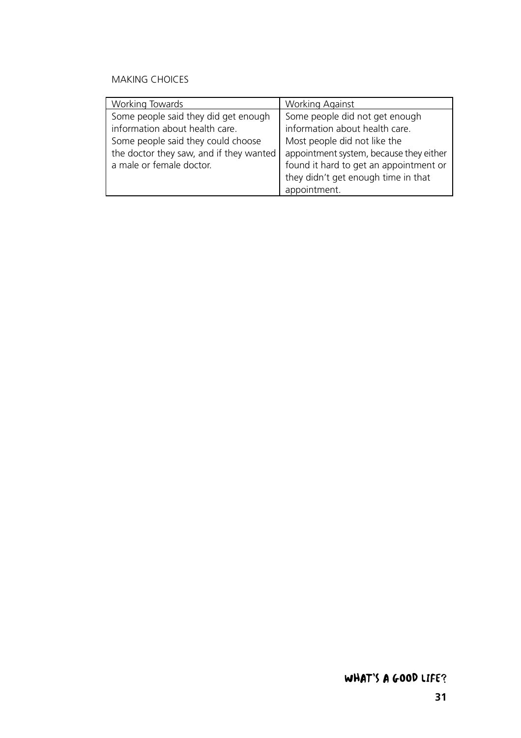MAKING CHOICES

| Working Towards | Working Against |
| --- | --- |
| Some people said they did get enough information about health care.<br>Some people said they could choose the doctor they saw, and if they wanted a male or female doctor. | Some people did not get enough information about health care.<br>Most people did not like the appointment system, because they either found it hard to get an appointment or they didn't get enough time in that appointment. |